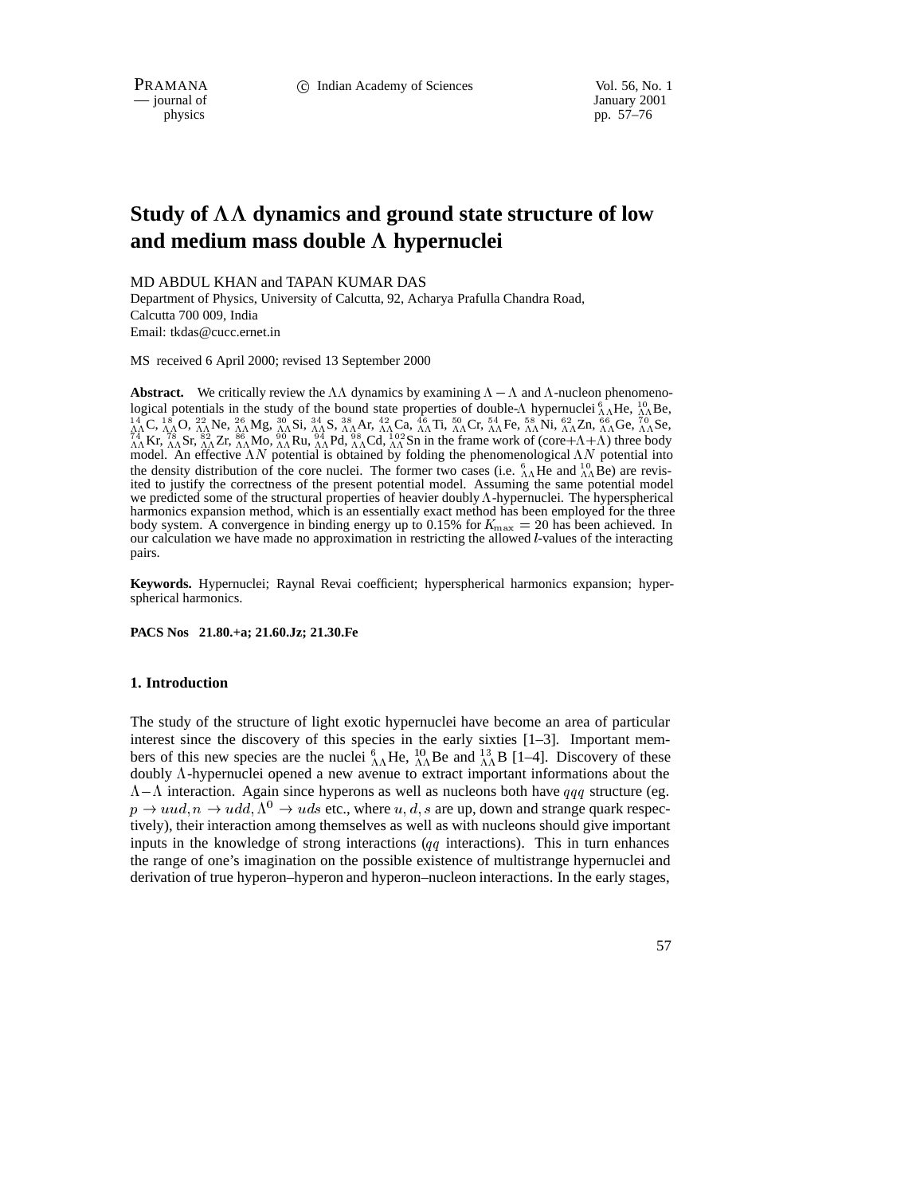# Study of ΛΛ dynamics and ground state structure of low and medium mass double Λ hypernuclei

MD ABDUL KHAN and TAPAN KUMAR DAS

Department of Physics, University of Calcutta, 92, Acharya Prafulla Chandra Road, Calcutta 700 009, India

Email: tkdas@cucc.ernet.in

MS received 6 April 2000; revised 13 September 2000

**Abstract.** We critically review the ΛΛ dynamics by examining $\Lambda - \Lambda$ and Λ-nucleon phenomenological potentials in the study of the bound state properties of double-Λ hypernuclei $^{6}_{\Lambda\Lambda}$He, $^{10}_{\Lambda\Lambda}$Be, $^{14}_{\Lambda\Lambda}$C, $^{18}_{\Lambda\Lambda}$O, $^{22}_{\Lambda\Lambda}$Ne, $^{26}_{\Lambda\Lambda}$Mg, $^{30}_{\Lambda\Lambda}$Si, $^{34}_{\Lambda\Lambda}$S, $^{38}_{\Lambda\Lambda}$Ar, $^{42}_{\Lambda\Lambda}$Ca, $^{46}_{\Lambda\Lambda}$Ti, $^{50}_{\Lambda\Lambda}$Cr, $^{54}_{\Lambda\Lambda}$Fe, $^{58}_{\Lambda\Lambda}$Ni, $^{62}_{\Lambda\Lambda}$Zn, $^{66}_{\Lambda\Lambda}$Ge, $^{70}_{\Lambda\Lambda}$Se, $^{74}_{\Lambda\Lambda}$Kr, $^{78}_{\Lambda\Lambda}$Sr, $^{82}_{\Lambda\Lambda}$Zr, $^{86}_{\Lambda\Lambda}$Mo, $^{90}_{\Lambda\Lambda}$Ru, $^{94}_{\Lambda\Lambda}$Pd, $^{98}_{\Lambda\Lambda}$Cd, $^{102}_{\Lambda\Lambda}$Sn in the frame work of (core+Λ+Λ) three body model. An effective $\Lambda N$ potential is obtained by folding the phenomenological $\Lambda N$ potential into the density distribution of the core nuclei. The former two cases (i.e. $^{6}_{\Lambda\Lambda}$He and $^{10}_{\Lambda\Lambda}$Be) are revisited to justify the correctness of the present potential model. Assuming the same potential model we predicted some of the structural properties of heavier doubly Λ-hypernuclei. The hyperspherical harmonics expansion method, which is an essentially exact method has been employed for the three body system. A convergence in binding energy up to 0.15% for $K_{\max} = 20$ has been achieved. In our calculation we have made no approximation in restricting the allowed $l$-values of the interacting pairs.

**Keywords.** Hypernuclei; Raynal Revai coefficient; hyperspherical harmonics expansion; hyperspherical harmonics.

**PACS Nos 21.80.+a; 21.60.Jz; 21.30.Fe**

## 1. Introduction

The study of the structure of light exotic hypernuclei have become an area of particular interest since the discovery of this species in the early sixties [1–3]. Important members of this new species are the nuclei $^{6}_{\Lambda\Lambda}$He, $^{10}_{\Lambda\Lambda}$Be and $^{13}_{\Lambda\Lambda}$B [1–4]. Discovery of these doubly Λ-hypernuclei opened a new avenue to extract important informations about the $\Lambda - \Lambda$ interaction. Again since hyperons as well as nucleons both have $qqq$ structure (eg. $p \to uud, n \to udd, \Lambda^0 \to uds$ etc., where $u, d, s$ are up, down and strange quark respectively), their interaction among themselves as well as with nucleons should give important inputs in the knowledge of strong interactions ($qq$ interactions). This in turn enhances the range of one's imagination on the possible existence of multistrange hypernuclei and derivation of true hyperon–hyperon and hyperon–nucleon interactions. In the early stages,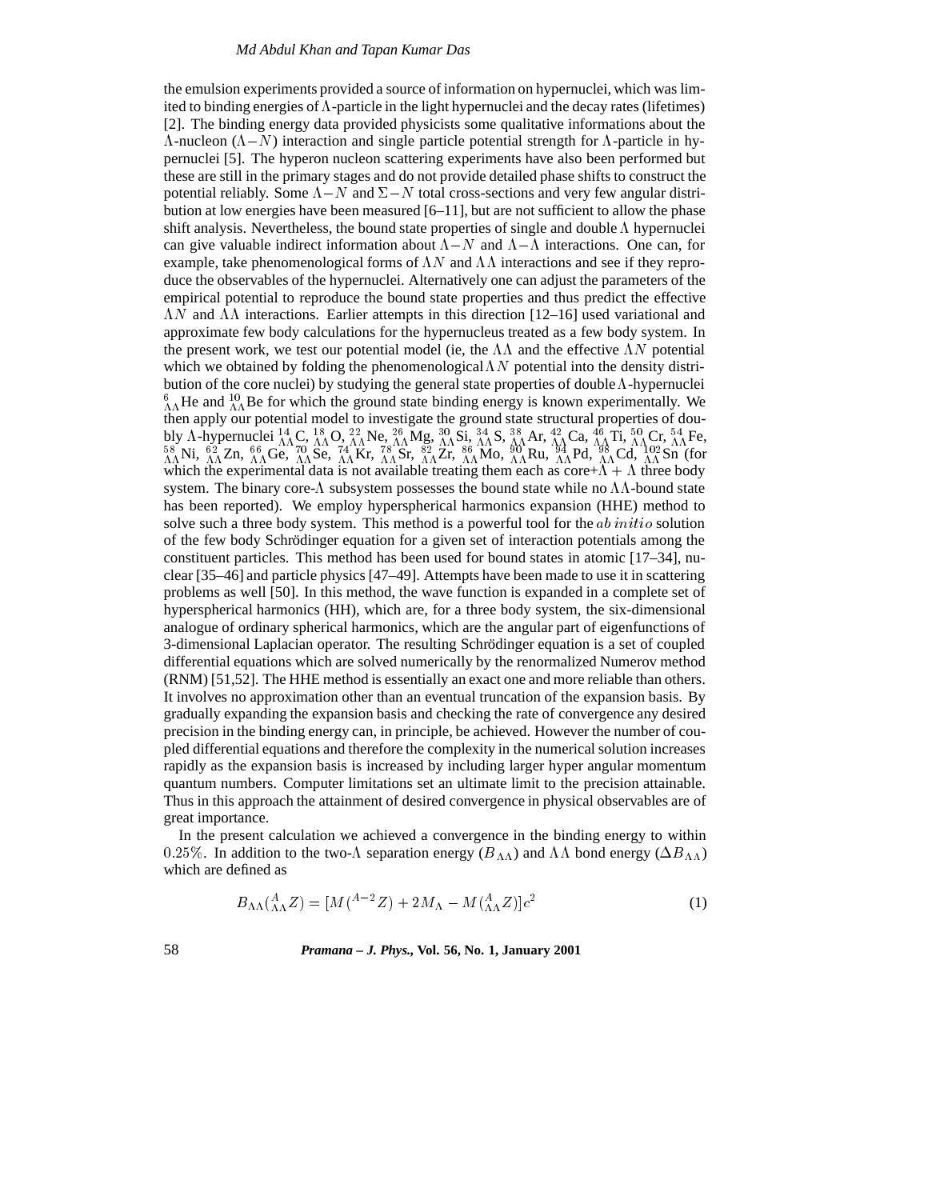the emulsion experiments provided a source of information on hypernuclei, which was limited to binding energies of $\Lambda$-particle in the light hypernuclei and the decay rates (lifetimes) [2]. The binding energy data provided physicists some qualitative informations about the $\Lambda$-nucleon ($\Lambda-N$) interaction and single particle potential strength for $\Lambda$-particle in hypernuclei [5]. The hyperon nucleon scattering experiments have also been performed but these are still in the primary stages and do not provide detailed phase shifts to construct the potential reliably. Some $\Lambda-N$ and $\Sigma-N$ total cross-sections and very few angular distribution at low energies have been measured [6–11], but are not sufficient to allow the phase shift analysis. Nevertheless, the bound state properties of single and double $\Lambda$ hypernuclei can give valuable indirect information about $\Lambda-N$ and $\Lambda-\Lambda$ interactions. One can, for example, take phenomenological forms of $\Lambda N$ and $\Lambda\Lambda$ interactions and see if they reproduce the observables of the hypernuclei. Alternatively one can adjust the parameters of the empirical potential to reproduce the bound state properties and thus predict the effective $\Lambda N$ and $\Lambda\Lambda$ interactions. Earlier attempts in this direction [12–16] used variational and approximate few body calculations for the hypernucleus treated as a few body system. In the present work, we test our potential model (ie, the $\Lambda\Lambda$ and the effective $\Lambda N$ potential which we obtained by folding the phenomenological $\Lambda N$ potential into the density distribution of the core nuclei) by studying the general state properties of double $\Lambda$-hypernuclei $^{6}_{\Lambda\Lambda}$He and $^{10}_{\Lambda\Lambda}$Be for which the ground state binding energy is known experimentally. We then apply our potential model to investigate the ground state structural properties of doubly $\Lambda$-hypernuclei $^{14}_{\Lambda\Lambda}$C, $^{18}_{\Lambda\Lambda}$O, $^{22}_{\Lambda\Lambda}$Ne, $^{26}_{\Lambda\Lambda}$Mg, $^{30}_{\Lambda\Lambda}$Si, $^{34}_{\Lambda\Lambda}$S, $^{38}_{\Lambda\Lambda}$Ar, $^{42}_{\Lambda\Lambda}$Ca, $^{46}_{\Lambda\Lambda}$Ti, $^{50}_{\Lambda\Lambda}$Cr, $^{54}_{\Lambda\Lambda}$Fe, $^{58}_{\Lambda\Lambda}$Ni, $^{62}_{\Lambda\Lambda}$Zn, $^{66}_{\Lambda\Lambda}$Ge, $^{70}_{\Lambda\Lambda}$Se, $^{74}_{\Lambda\Lambda}$Kr, $^{78}_{\Lambda\Lambda}$Sr, $^{82}_{\Lambda\Lambda}$Zr, $^{86}_{\Lambda\Lambda}$Mo, $^{90}_{\Lambda\Lambda}$Ru, $^{94}_{\Lambda\Lambda}$Pd, $^{98}_{\Lambda\Lambda}$Cd, $^{102}_{\Lambda\Lambda}$Sn (for which the experimental data is not available treating them each as core+$\Lambda + \Lambda$ three body system. The binary core-$\Lambda$ subsystem possesses the bound state while no $\Lambda\Lambda$-bound state has been reported). We employ hyperspherical harmonics expansion (HHE) method to solve such a three body system. This method is a powerful tool for the *ab initio* solution of the few body Schrödinger equation for a given set of interaction potentials among the constituent particles. This method has been used for bound states in atomic [17–34], nuclear [35–46] and particle physics [47–49]. Attempts have been made to use it in scattering problems as well [50]. In this method, the wave function is expanded in a complete set of hyperspherical harmonics (HH), which are, for a three body system, the six-dimensional analogue of ordinary spherical harmonics, which are the angular part of eigenfunctions of 3-dimensional Laplacian operator. The resulting Schrödinger equation is a set of coupled differential equations which are solved numerically by the renormalized Numerov method (RNM) [51,52]. The HHE method is essentially an exact one and more reliable than others. It involves no approximation other than an eventual truncation of the expansion basis. By gradually expanding the expansion basis and checking the rate of convergence any desired precision in the binding energy can, in principle, be achieved. However the number of coupled differential equations and therefore the complexity in the numerical solution increases rapidly as the expansion basis is increased by including larger hyper angular momentum quantum numbers. Computer limitations set an ultimate limit to the precision attainable. Thus in this approach the attainment of desired convergence in physical observables are of great importance.

In the present calculation we achieved a convergence in the binding energy to within $0.25\%$. In addition to the two-$\Lambda$ separation energy ($B_{\Lambda\Lambda}$) and $\Lambda\Lambda$ bond energy ($\Delta B_{\Lambda\Lambda}$) which are defined as

$$B_{\Lambda\Lambda}(^{A}_{\Lambda\Lambda}Z) = [M(^{A-2}Z) + 2M_{\Lambda} - M(^{A}_{\Lambda\Lambda}Z)]c^2 \tag{1}$$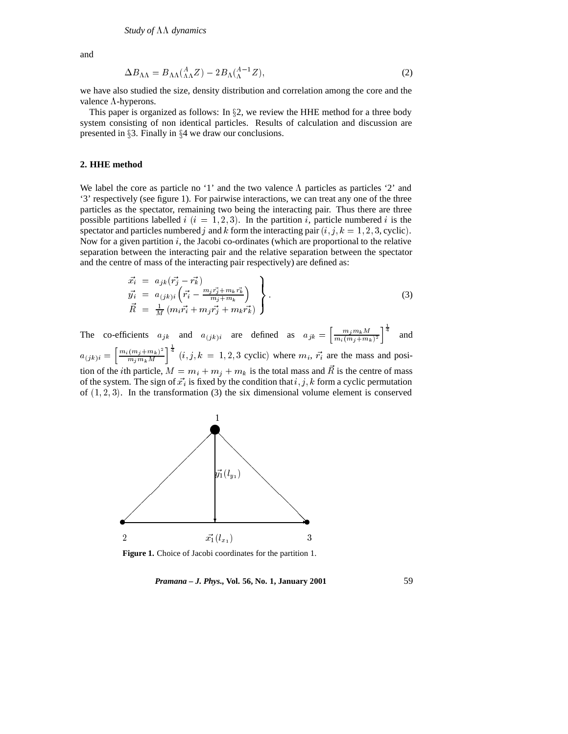and

$$\Delta B_{\Lambda\Lambda} = B_{\Lambda\Lambda}({}^{A}_{\Lambda\Lambda}Z) - 2B_{\Lambda}({}^{A-1}_{\Lambda}Z), \tag{2}$$

we have also studied the size, density distribution and correlation among the core and the valence $\Lambda$-hyperons.

This paper is organized as follows: In §2, we review the HHE method for a three body system consisting of non identical particles. Results of calculation and discussion are presented in §3. Finally in §4 we draw our conclusions.

## 2. HHE method

We label the core as particle no '1' and the two valence $\Lambda$ particles as particles '2' and '3' respectively (see figure 1). For pairwise interactions, we can treat any one of the three particles as the spectator, remaining two being the interacting pair. Thus there are three possible partitions labelled $i$ $(i = 1, 2, 3)$. In the partition $i$, particle numbered $i$ is the spectator and particles numbered $j$ and $k$ form the interacting pair $(i, j, k = 1, 2, 3, \text{cyclic})$. Now for a given partition $i$, the Jacobi co-ordinates (which are proportional to the relative separation between the interacting pair and the relative separation between the spectator and the centre of mass of the interacting pair respectively) are defined as:

$$\left.\begin{array}{lcl} \vec{x_i} & = & a_{jk}(\vec{r_j} - \vec{r_k}) \\ \vec{y_i} & = & a_{(jk)i}\left(\vec{r_i} - \frac{m_j\vec{r_j} + m_k\vec{r_k}}{m_j + m_k}\right) \\ \vec{R} & = & \frac{1}{M}\left(m_i\vec{r_i} + m_j\vec{r_j} + m_k\vec{r_k}\right) \end{array}\right\}. \tag{3}$$

The co-efficients $a_{jk}$ and $a_{(jk)i}$ are defined as $a_{jk} = \left[\frac{m_j m_k M}{m_i(m_j+m_k)^2}\right]^{\frac{1}{4}}$ and $a_{(jk)i} = \left[\frac{m_i(m_j+m_k)^2}{m_j m_k M}\right]^{\frac{1}{4}}$ $(i, j, k = 1, 2, 3 \text{ cyclic})$ where $m_i$, $\vec{r_i}$ are the mass and position of the $i$th particle, $M = m_i + m_j + m_k$ is the total mass and $\vec{R}$ is the centre of mass of the system. The sign of $\vec{x_i}$ is fixed by the condition that $i, j, k$ form a cyclic permutation of $(1, 2, 3)$. In the transformation (3) the six dimensional volume element is conserved

**Figure 1.** Choice of Jacobi coordinates for the partition 1.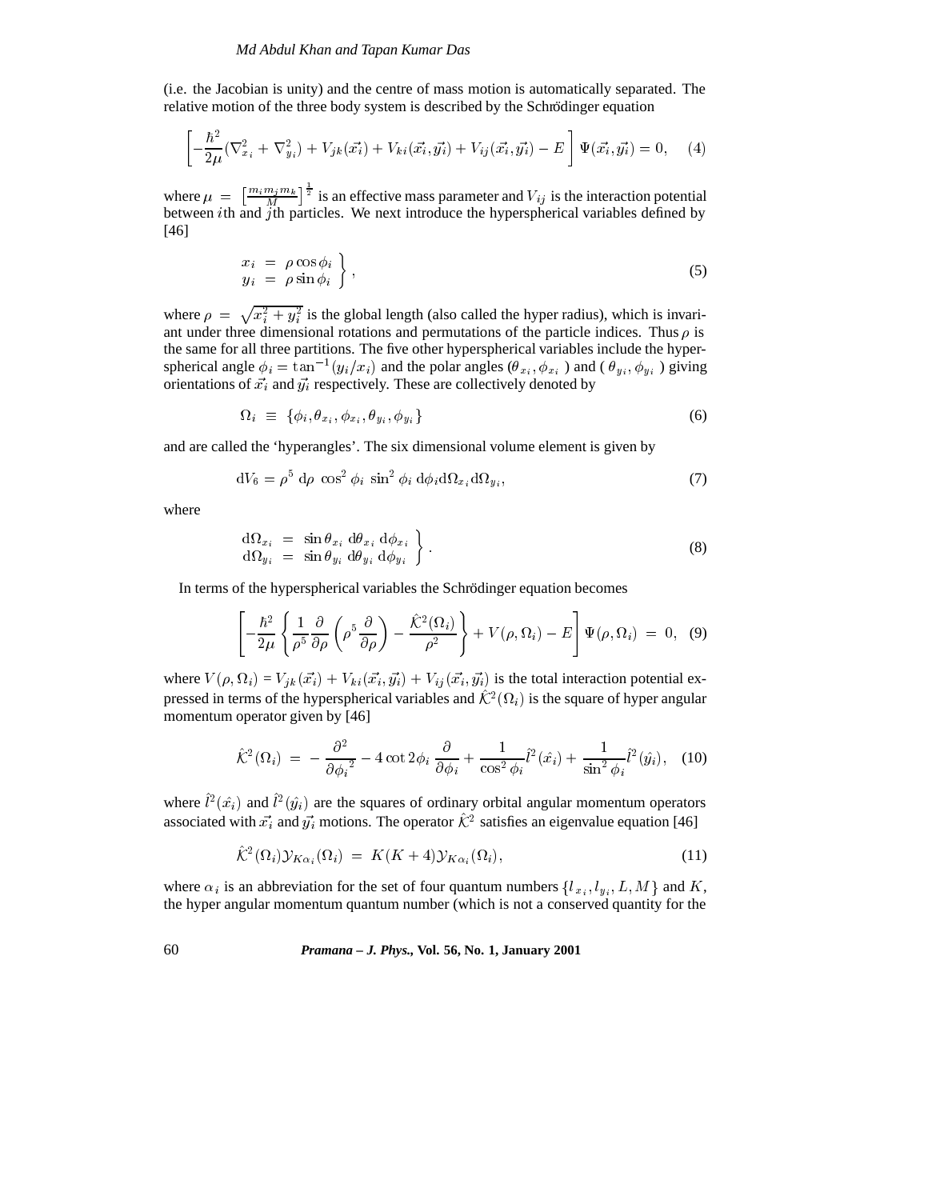(i.e. the Jacobian is unity) and the centre of mass motion is automatically separated. The relative motion of the three body system is described by the Schrödinger equation

$$\left[-\frac{\hbar^2}{2\mu}(\nabla^2_{x_i} + \nabla^2_{y_i}) + V_{jk}(\vec{x_i}) + V_{ki}(\vec{x_i},\vec{y_i}) + V_{ij}(\vec{x_i},\vec{y_i}) - E\right]\Psi(\vec{x_i},\vec{y_i}) = 0, \quad (4)$$

where $\mu = \left[\frac{m_i m_j m_k}{M}\right]^{\frac{1}{2}}$ is an effective mass parameter and $V_{ij}$ is the interaction potential between $i$th and $j$th particles. We next introduce the hyperspherical variables defined by [46]

$$\left.\begin{array}{rcl} x_i & = & \rho\cos\phi_i \\ y_i & = & \rho\sin\phi_i \end{array}\right\}, \quad (5)$$

where $\rho = \sqrt{x_i^2 + y_i^2}$ is the global length (also called the hyper radius), which is invariant under three dimensional rotations and permutations of the particle indices. Thus $\rho$ is the same for all three partitions. The five other hyperspherical variables include the hyperspherical angle $\phi_i = \tan^{-1}(y_i/x_i)$ and the polar angles $(\theta_{x_i}, \phi_{x_i})$ and $(\theta_{y_i}, \phi_{y_i})$ giving orientations of $\vec{x_i}$ and $\vec{y_i}$ respectively. These are collectively denoted by

$$\Omega_i \equiv \{\phi_i, \theta_{x_i}, \phi_{x_i}, \theta_{y_i}, \phi_{y_i}\} \quad (6)$$

and are called the 'hyperangles'. The six dimensional volume element is given by

$$\mathrm{d}V_6 = \rho^5 \,\mathrm{d}\rho\, \cos^2\phi_i\, \sin^2\phi_i\, \mathrm{d}\phi_i \mathrm{d}\Omega_{x_i}\mathrm{d}\Omega_{y_i}, \quad (7)$$

where

$$\left.\begin{array}{rcl} \mathrm{d}\Omega_{x_i} & = & \sin\theta_{x_i}\,\mathrm{d}\theta_{x_i}\,\mathrm{d}\phi_{x_i} \\ \mathrm{d}\Omega_{y_i} & = & \sin\theta_{y_i}\,\mathrm{d}\theta_{y_i}\,\mathrm{d}\phi_{y_i} \end{array}\right\}. \quad (8)$$

In terms of the hyperspherical variables the Schrödinger equation becomes

$$\left[-\frac{\hbar^2}{2\mu}\left\{\frac{1}{\rho^5}\frac{\partial}{\partial\rho}\left(\rho^5\frac{\partial}{\partial\rho}\right) - \frac{\hat{\mathcal{K}}^2(\Omega_i)}{\rho^2}\right\} + V(\rho,\Omega_i) - E\right]\Psi(\rho,\Omega_i) = 0, \quad (9)$$

where $V(\rho,\Omega_i) = V_{jk}(\vec{x_i}) + V_{ki}(\vec{x_i},\vec{y_i}) + V_{ij}(\vec{x_i},\vec{y_i})$ is the total interaction potential expressed in terms of the hyperspherical variables and $\hat{\mathcal{K}}^2(\Omega_i)$ is the square of hyper angular momentum operator given by [46]

$$\hat{\mathcal{K}}^2(\Omega_i) = -\frac{\partial^2}{\partial{\phi_i}^2} - 4\cot 2\phi_i\,\frac{\partial}{\partial\phi_i} + \frac{1}{\cos^2\phi_i}\hat{l}^2(\hat{x_i}) + \frac{1}{\sin^2\phi_i}\hat{l}^2(\hat{y_i}), \quad (10)$$

where $\hat{l}^2(\hat{x_i})$ and $\hat{l}^2(\hat{y_i})$ are the squares of ordinary orbital angular momentum operators associated with $\vec{x_i}$ and $\vec{y_i}$ motions. The operator $\hat{\mathcal{K}}^2$ satisfies an eigenvalue equation [46]

$$\hat{\mathcal{K}}^2(\Omega_i)\mathcal{Y}_{K\alpha_i}(\Omega_i) = K(K+4)\mathcal{Y}_{K\alpha_i}(\Omega_i), \quad (11)$$

where $\alpha_i$ is an abbreviation for the set of four quantum numbers $\{l_{x_i}, l_{y_i}, L, M\}$ and $K$, the hyper angular momentum quantum number (which is not a conserved quantity for the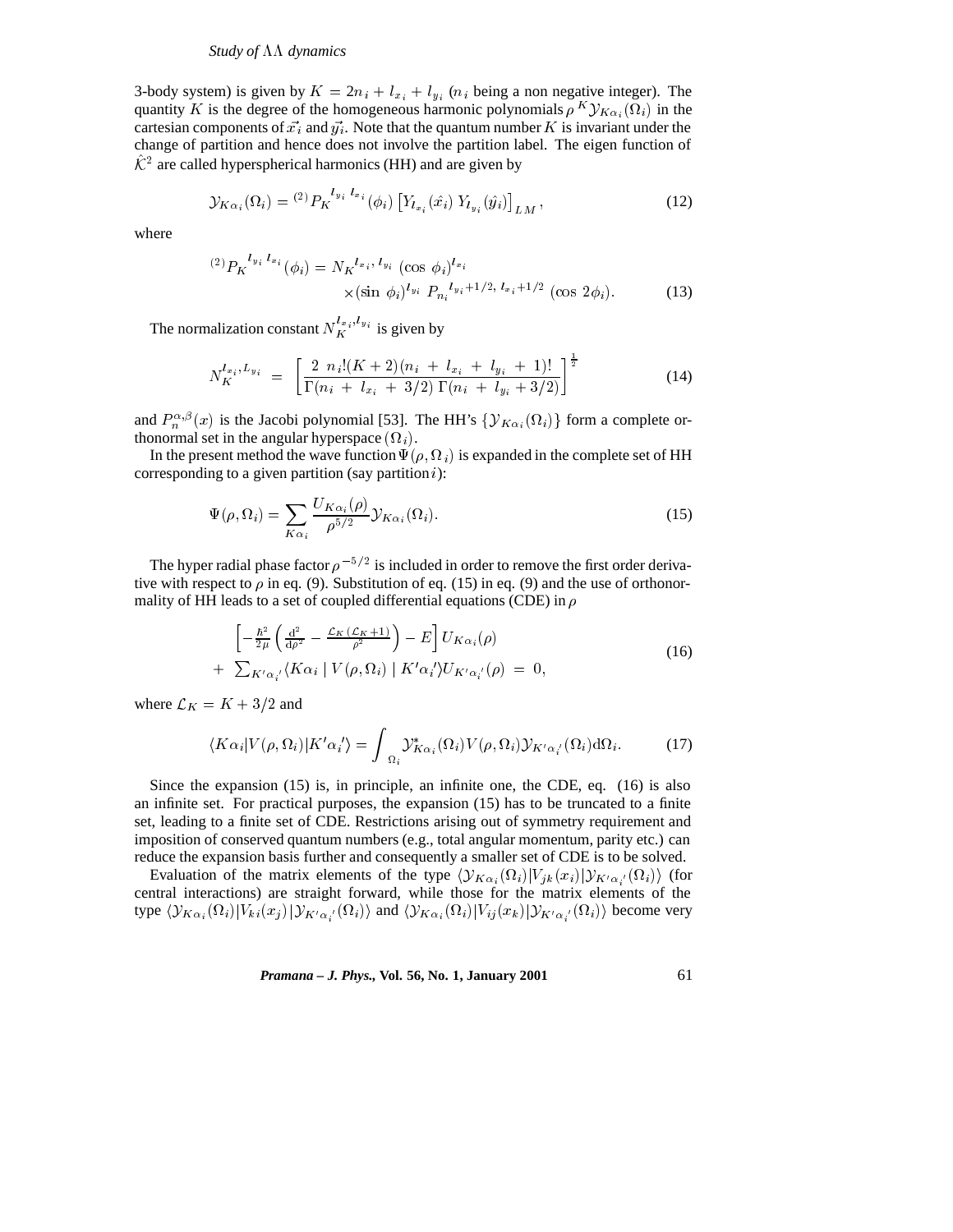3-body system) is given by $K = 2n_i + l_{x_i} + l_{y_i}$ ($n_i$ being a non negative integer). The quantity $K$ is the degree of the homogeneous harmonic polynomials $\rho^K \mathcal{Y}_{K\alpha_i}(\Omega_i)$ in the cartesian components of $\vec{x_i}$ and $\vec{y_i}$. Note that the quantum number $K$ is invariant under the change of partition and hence does not involve the partition label. The eigen function of $\hat{\mathcal{K}}^2$ are called hyperspherical harmonics (HH) and are given by

$$\mathcal{Y}_{K\alpha_i}(\Omega_i) = {}^{(2)}P_K^{\;l_{y_i}\; l_{x_i}}(\phi_i) \left[ Y_{l_{x_i}}(\hat{x_i})\, Y_{l_{y_i}}(\hat{y_i}) \right]_{LM}, \tag{12}$$

where

$$\begin{aligned} {}^{(2)}P_K^{\;l_{y_i}\; l_{x_i}}(\phi_i) = N_K^{\;l_{x_i},\, l_{y_i}} \; (\cos\,\phi_i)^{l_{x_i}} \\ \times (\sin\,\phi_i)^{l_{y_i}}\; P_{n_i}^{\;l_{y_i}+1/2,\; l_{x_i}+1/2}\; (\cos\, 2\phi_i). \end{aligned} \tag{13}$$

The normalization constant $N_K^{l_{x_i}, l_{y_i}}$ is given by

$$N_K^{l_{x_i}, L_{y_i}} \;=\; \left[ \frac{2\; n_i!(K+2)(n_i \;+\; l_{x_i} \;+\; l_{y_i} \;+\; 1)!}{\Gamma(n_i \;+\; l_{x_i} \;+\; 3/2)\;\Gamma(n_i \;+\; l_{y_i} + 3/2)} \right]^{\frac{1}{2}} \tag{14}$$

and $P_n^{\alpha,\beta}(x)$ is the Jacobi polynomial [53]. The HH's $\{\mathcal{Y}_{K\alpha_i}(\Omega_i)\}$ form a complete orthonormal set in the angular hyperspace $(\Omega_i)$.

In the present method the wave function $\Psi(\rho, \Omega_i)$ is expanded in the complete set of HH corresponding to a given partition (say partition $i$):

$$\Psi(\rho, \Omega_i) = \sum_{K\alpha_i} \frac{U_{K\alpha_i}(\rho)}{\rho^{5/2}} \mathcal{Y}_{K\alpha_i}(\Omega_i). \tag{15}$$

The hyper radial phase factor $\rho^{-5/2}$ is included in order to remove the first order derivative with respect to $\rho$ in eq. (9). Substitution of eq. (15) in eq. (9) and the use of orthonormality of HH leads to a set of coupled differential equations (CDE) in $\rho$

$$\begin{aligned} &\left[ -\frac{\hbar^2}{2\mu} \left( \frac{\mathrm{d}^2}{\mathrm{d}\rho^2} - \frac{\mathcal{L}_K\,(\mathcal{L}_K + 1)}{\rho^2} \right) - E \right] U_{K\alpha_i}(\rho) \\ &+\; \sum_{K'\alpha_i'} \langle K\alpha_i \mid V(\rho, \Omega_i) \mid K'\alpha_i' \rangle U_{K'\alpha_i'}(\rho) \;=\; 0, \end{aligned} \tag{16}$$

where $\mathcal{L}_K = K + 3/2$ and

$$\langle K\alpha_i | V(\rho, \Omega_i) | K'\alpha_i' \rangle = \int_{\Omega_i} \mathcal{Y}^*_{K\alpha_i}(\Omega_i) V(\rho, \Omega_i) \mathcal{Y}_{K'\alpha_i'}(\Omega_i) \mathrm{d}\Omega_i. \tag{17}$$

Since the expansion (15) is, in principle, an infinite one, the CDE, eq. (16) is also an infinite set. For practical purposes, the expansion (15) has to be truncated to a finite set, leading to a finite set of CDE. Restrictions arising out of symmetry requirement and imposition of conserved quantum numbers (e.g., total angular momentum, parity etc.) can reduce the expansion basis further and consequently a smaller set of CDE is to be solved.

Evaluation of the matrix elements of the type $\langle \mathcal{Y}_{K\alpha_i}(\Omega_i) | V_{jk}(x_i) | \mathcal{Y}_{K'\alpha_i'}(\Omega_i) \rangle$ (for central interactions) are straight forward, while those for the matrix elements of the type $\langle \mathcal{Y}_{K\alpha_i}(\Omega_i) | V_{ki}(x_j) | \mathcal{Y}_{K'\alpha_i'}(\Omega_i) \rangle$ and $\langle \mathcal{Y}_{K\alpha_i}(\Omega_i) | V_{ij}(x_k) | \mathcal{Y}_{K'\alpha_i'}(\Omega_i) \rangle$ become very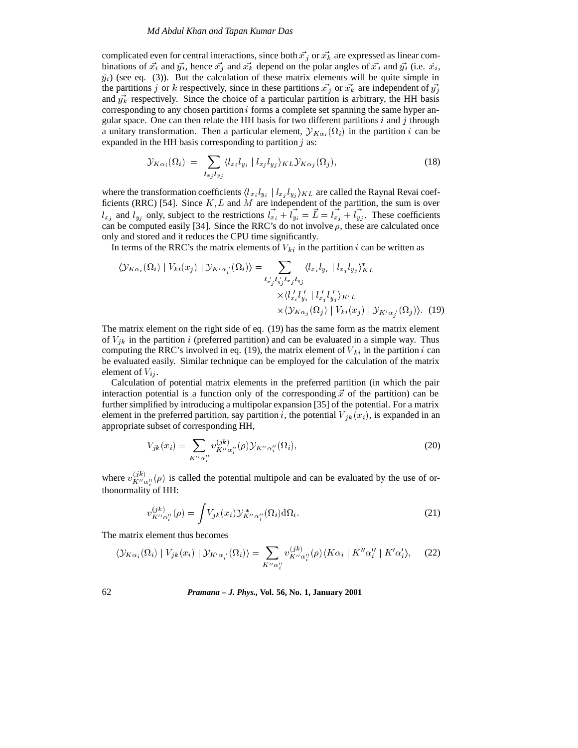complicated even for central interactions, since both $\vec{x_j}$ or $\vec{x_k}$ are expressed as linear combinations of $\vec{x_i}$ and $\vec{y_i}$, hence $\vec{x_j}$ and $\vec{x_k}$ depend on the polar angles of $\vec{x_i}$ and $\vec{y_i}$ (i.e. $\hat{x}_i$, $\hat{y}_i$) (see eq. (3)). But the calculation of these matrix elements will be quite simple in the partitions $j$ or $k$ respectively, since in these partitions $\vec{x_j}$ or $\vec{x_k}$ are independent of $\vec{y_j}$ and $\vec{y_k}$ respectively. Since the choice of a particular partition is arbitrary, the HH basis corresponding to any chosen partition $i$ forms a complete set spanning the same hyper angular space. One can then relate the HH basis for two different partitions $i$ and $j$ through a unitary transformation. Then a particular element, $\mathcal{Y}_{K\alpha_i}(\Omega_i)$ in the partition $i$ can be expanded in the HH basis corresponding to partition $j$ as:

$$\mathcal{Y}_{K\alpha_i}(\Omega_i) = \sum_{l_{x_j} l_{y_j}} \langle l_{x_i} l_{y_i} \mid l_{x_j} l_{y_j} \rangle_{KL} \mathcal{Y}_{K\alpha_j}(\Omega_j), \tag{18}$$

where the transformation coefficients $\langle l_{x_i} l_{y_i} \mid l_{x_j} l_{y_j} \rangle_{KL}$ are called the Raynal Revai coefficients (RRC) [54]. Since $K, L$ and $M$ are independent of the partition, the sum is over $l_{x_j}$ and $l_{y_j}$ only, subject to the restrictions $\vec{l_{x_i}} + \vec{l_{y_i}} = \vec{L} = \vec{l_{x_j}} + \vec{l_{y_j}}$. These coefficients can be computed easily [34]. Since the RRC's do not involve $\rho$, these are calculated once only and stored and it reduces the CPU time significantly.

In terms of the RRC's the matrix elements of $V_{ki}$ in the partition $i$ can be written as

$$\begin{aligned}\langle \mathcal{Y}_{K\alpha_i}(\Omega_i) \mid V_{ki}(x_j) \mid \mathcal{Y}_{K'\alpha_i'}(\Omega_i) \rangle = \sum_{l_{x_j}' l_{y_j}' l_{x_j} l_{y_j}} & \langle l_{x_i} l_{y_i} \mid l_{x_j} l_{y_j} \rangle_{KL}^{*} \\ & \times \langle l_{x_i}' l_{y_i}' \mid l_{x_j}' l_{y_j}' \rangle_{K'L} \\ & \times \langle \mathcal{Y}_{K\alpha_j}(\Omega_j) \mid V_{ki}(x_j) \mid \mathcal{Y}_{K'\alpha_j'}(\Omega_j) \rangle. \end{aligned} \tag{19}$$

The matrix element on the right side of eq. (19) has the same form as the matrix element of $V_{jk}$ in the partition $i$ (preferred partition) and can be evaluated in a simple way. Thus computing the RRC's involved in eq. (19), the matrix element of $V_{ki}$ in the partition $i$ can be evaluated easily. Similar technique can be employed for the calculation of the matrix element of $V_{ij}$.

Calculation of potential matrix elements in the preferred partition (in which the pair interaction potential is a function only of the corresponding $\vec{x}$ of the partition) can be further simplified by introducing a multipolar expansion [35] of the potential. For a matrix element in the preferred partition, say partition $i$, the potential $V_{jk}(x_i)$, is expanded in an appropriate subset of corresponding HH,

$$V_{jk}(x_i) = \sum_{K''\alpha_i''} v_{K''\alpha_i''}^{(jk)}(\rho) \mathcal{Y}_{K''\alpha_i''}(\Omega_i), \tag{20}$$

where $v_{K''\alpha_i''}^{(jk)}(\rho)$ is called the potential multipole and can be evaluated by the use of orthonormality of HH:

$$v_{K''\alpha_i''}^{(jk)}(\rho) = \int V_{jk}(x_i) \mathcal{Y}_{K''\alpha_i''}^{*}(\Omega_i) \mathrm{d}\Omega_i. \tag{21}$$

The matrix element thus becomes

$$\langle \mathcal{Y}_{K\alpha_i}(\Omega_i) \mid V_{jk}(x_i) \mid \mathcal{Y}_{K'\alpha_i'}(\Omega_i) \rangle = \sum_{K''\alpha_i''} v_{K''\alpha_i''}^{(jk)}(\rho) \langle K\alpha_i \mid K''\alpha_i'' \mid K'\alpha_i' \rangle, \tag{22}$$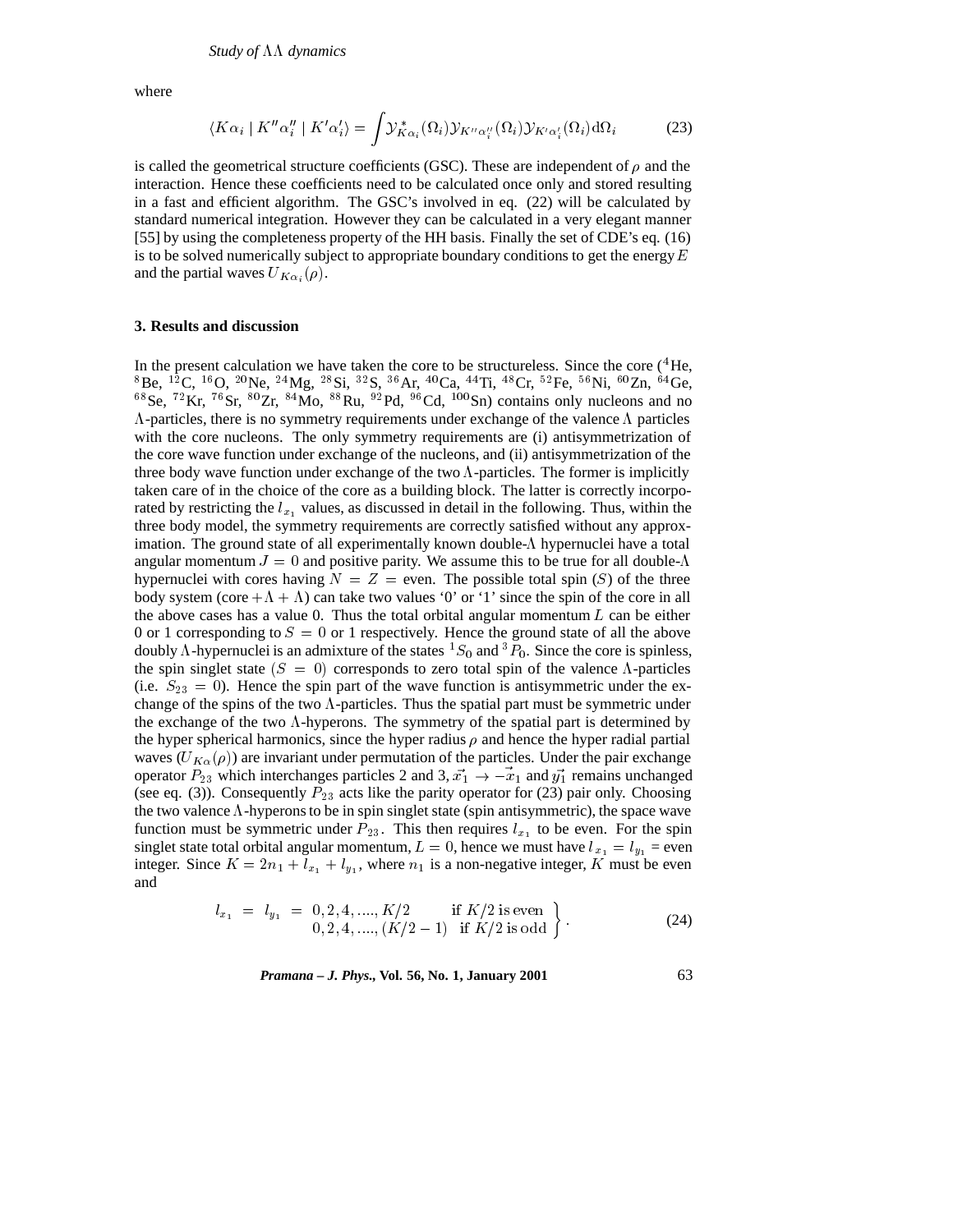where

$$\langle K\alpha_i \mid K''\alpha_i'' \mid K'\alpha_i' \rangle = \int \mathcal{Y}^*_{K\alpha_i}(\Omega_i)\mathcal{Y}_{K''\alpha_i''}(\Omega_i)\mathcal{Y}_{K'\alpha_i'}(\Omega_i)\mathrm{d}\Omega_i \tag{23}$$

is called the geometrical structure coefficients (GSC). These are independent of $\rho$ and the interaction. Hence these coefficients need to be calculated once only and stored resulting in a fast and efficient algorithm. The GSC's involved in eq. (22) will be calculated by standard numerical integration. However they can be calculated in a very elegant manner [55] by using the completeness property of the HH basis. Finally the set of CDE's eq. (16) is to be solved numerically subject to appropriate boundary conditions to get the energy $E$ and the partial waves $U_{K\alpha_i}(\rho)$.

### 3. Results and discussion

In the present calculation we have taken the core to be structureless. Since the core ($^4$He, $^8$Be, $^{12}$C, $^{16}$O, $^{20}$Ne, $^{24}$Mg, $^{28}$Si, $^{32}$S, $^{36}$Ar, $^{40}$Ca, $^{44}$Ti, $^{48}$Cr, $^{52}$Fe, $^{56}$Ni, $^{60}$Zn, $^{64}$Ge, $^{68}$Se, $^{72}$Kr, $^{76}$Sr, $^{80}$Zr, $^{84}$Mo, $^{88}$Ru, $^{92}$Pd, $^{96}$Cd, $^{100}$Sn) contains only nucleons and no $\Lambda$-particles, there is no symmetry requirements under exchange of the valence $\Lambda$ particles with the core nucleons. The only symmetry requirements are (i) antisymmetrization of the core wave function under exchange of the nucleons, and (ii) antisymmetrization of the three body wave function under exchange of the two $\Lambda$-particles. The former is implicitly taken care of in the choice of the core as a building block. The latter is correctly incorporated by restricting the $l_{x_1}$ values, as discussed in detail in the following. Thus, within the three body model, the symmetry requirements are correctly satisfied without any approximation. The ground state of all experimentally known double-$\Lambda$ hypernuclei have a total angular momentum $J = 0$ and positive parity. We assume this to be true for all double-$\Lambda$ hypernuclei with cores having $N = Z =$ even. The possible total spin ($S$) of the three body system (core $+\Lambda+\Lambda$) can take two values '0' or '1' since the spin of the core in all the above cases has a value 0. Thus the total orbital angular momentum $L$ can be either 0 or 1 corresponding to $S = 0$ or 1 respectively. Hence the ground state of all the above doubly $\Lambda$-hypernuclei is an admixture of the states $^1S_0$ and $^3P_0$. Since the core is spinless, the spin singlet state ($S = 0$) corresponds to zero total spin of the valence $\Lambda$-particles (i.e. $S_{23} = 0$). Hence the spin part of the wave function is antisymmetric under the exchange of the spins of the two $\Lambda$-particles. Thus the spatial part must be symmetric under the exchange of the two $\Lambda$-hyperons. The symmetry of the spatial part is determined by the hyper spherical harmonics, since the hyper radius $\rho$ and hence the hyper radial partial waves ($U_{K\alpha}(\rho)$) are invariant under permutation of the particles. Under the pair exchange operator $P_{23}$ which interchanges particles 2 and 3, $\vec{x_1} \rightarrow -\vec{x}_1$ and $\vec{y_1}$ remains unchanged (see eq. (3)). Consequently $P_{23}$ acts like the parity operator for (23) pair only. Choosing the two valence $\Lambda$-hyperons to be in spin singlet state (spin antisymmetric), the space wave function must be symmetric under $P_{23}$. This then requires $l_{x_1}$ to be even. For the spin singlet state total orbital angular momentum, $L = 0$, hence we must have $l_{x_1} = l_{y_1} =$ even integer. Since $K = 2n_1 + l_{x_1} + l_{y_1}$, where $n_1$ is a non-negative integer, $K$ must be even and

$$l_{x_1} = l_{y_1} = \left.\begin{array}{ll} 0, 2, 4, ...., K/2 & \text{if } K/2 \text{ is even} \\ 0, 2, 4, ...., (K/2-1) & \text{if } K/2 \text{ is odd} \end{array}\right\}. \tag{24}$$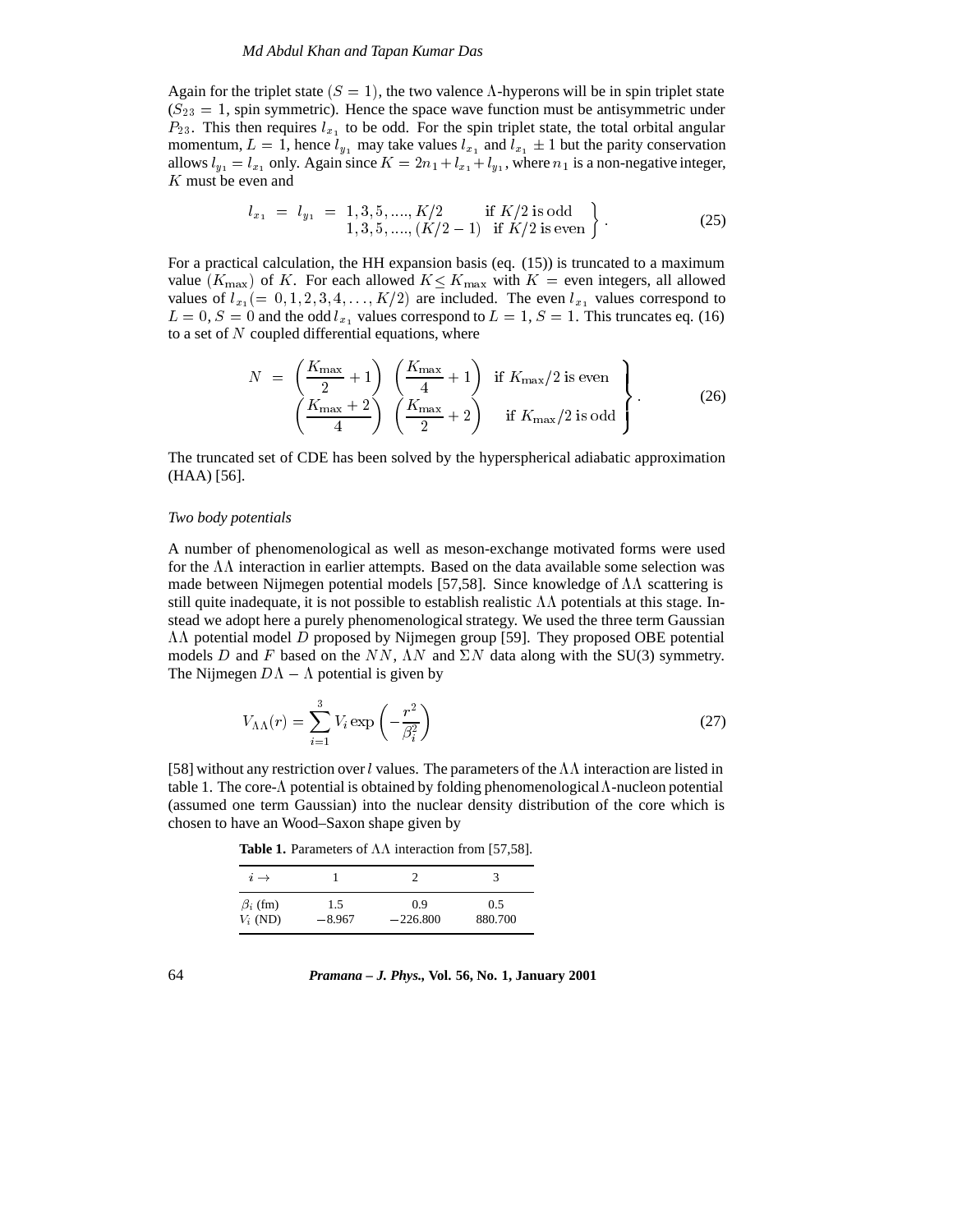Again for the triplet state $(S = 1)$, the two valence $\Lambda$-hyperons will be in spin triplet state ($S_{23} = 1$, spin symmetric). Hence the space wave function must be antisymmetric under $P_{23}$. This then requires $l_{x_1}$ to be odd. For the spin triplet state, the total orbital angular momentum, $L = 1$, hence $l_{y_1}$ may take values $l_{x_1}$ and $l_{x_1} \pm 1$ but the parity conservation allows $l_{y_1} = l_{x_1}$ only. Again since $K = 2n_1 + l_{x_1} + l_{y_1}$, where $n_1$ is a non-negative integer, $K$ must be even and

$$l_{x_1} = l_{y_1} = \left. \begin{array}{ll} 1, 3, 5, ...., K/2 & \text{if } K/2 \text{ is odd} \\ 1, 3, 5, ...., (K/2 - 1) & \text{if } K/2 \text{ is even} \end{array} \right\} . \tag{25}$$

For a practical calculation, the HH expansion basis (eq. (15)) is truncated to a maximum value $(K_{\max})$ of $K$. For each allowed $K \leq K_{\max}$ with $K$ = even integers, all allowed values of $l_{x_1} (= 0, 1, 2, 3, 4, \ldots, K/2)$ are included. The even $l_{x_1}$ values correspond to $L = 0, S = 0$ and the odd $l_{x_1}$ values correspond to $L = 1, S = 1$. This truncates eq. (16) to a set of $N$ coupled differential equations, where

$$N = \left. \begin{array}{ll} \left(\dfrac{K_{\max}}{2} + 1\right) \left(\dfrac{K_{\max}}{4} + 1\right) & \text{if } K_{\max}/2 \text{ is even} \\ \left(\dfrac{K_{\max} + 2}{4}\right) \left(\dfrac{K_{\max}}{2} + 2\right) & \text{if } K_{\max}/2 \text{ is odd} \end{array} \right\} . \tag{26}$$

The truncated set of CDE has been solved by the hyperspherical adiabatic approximation (HAA) [56].

*Two body potentials*

A number of phenomenological as well as meson-exchange motivated forms were used for the $\Lambda\Lambda$ interaction in earlier attempts. Based on the data available some selection was made between Nijmegen potential models [57,58]. Since knowledge of $\Lambda\Lambda$ scattering is still quite inadequate, it is not possible to establish realistic $\Lambda\Lambda$ potentials at this stage. Instead we adopt here a purely phenomenological strategy. We used the three term Gaussian $\Lambda\Lambda$ potential model $D$ proposed by Nijmegen group [59]. They proposed OBE potential models $D$ and $F$ based on the $NN$, $\Lambda N$ and $\Sigma N$ data along with the SU(3) symmetry. The Nijmegen $D\Lambda - \Lambda$ potential is given by

$$V_{\Lambda\Lambda}(r) = \sum_{i=1}^{3} V_i \exp\left(-\frac{r^2}{\beta_i^2}\right) \tag{27}$$

[58] without any restriction over $l$ values. The parameters of the $\Lambda\Lambda$ interaction are listed in table 1. The core-$\Lambda$ potential is obtained by folding phenomenological $\Lambda$-nucleon potential (assumed one term Gaussian) into the nuclear density distribution of the core which is chosen to have an Wood–Saxon shape given by

**Table 1.** Parameters of $\Lambda\Lambda$ interaction from [57,58].

| $i \rightarrow$ | 1 | 2 | 3 |
|---|---|---|---|
| $\beta_i$ (fm) | 1.5 | 0.9 | 0.5 |
| $V_i$ (ND) | $-8.967$ | $-226.800$ | 880.700 |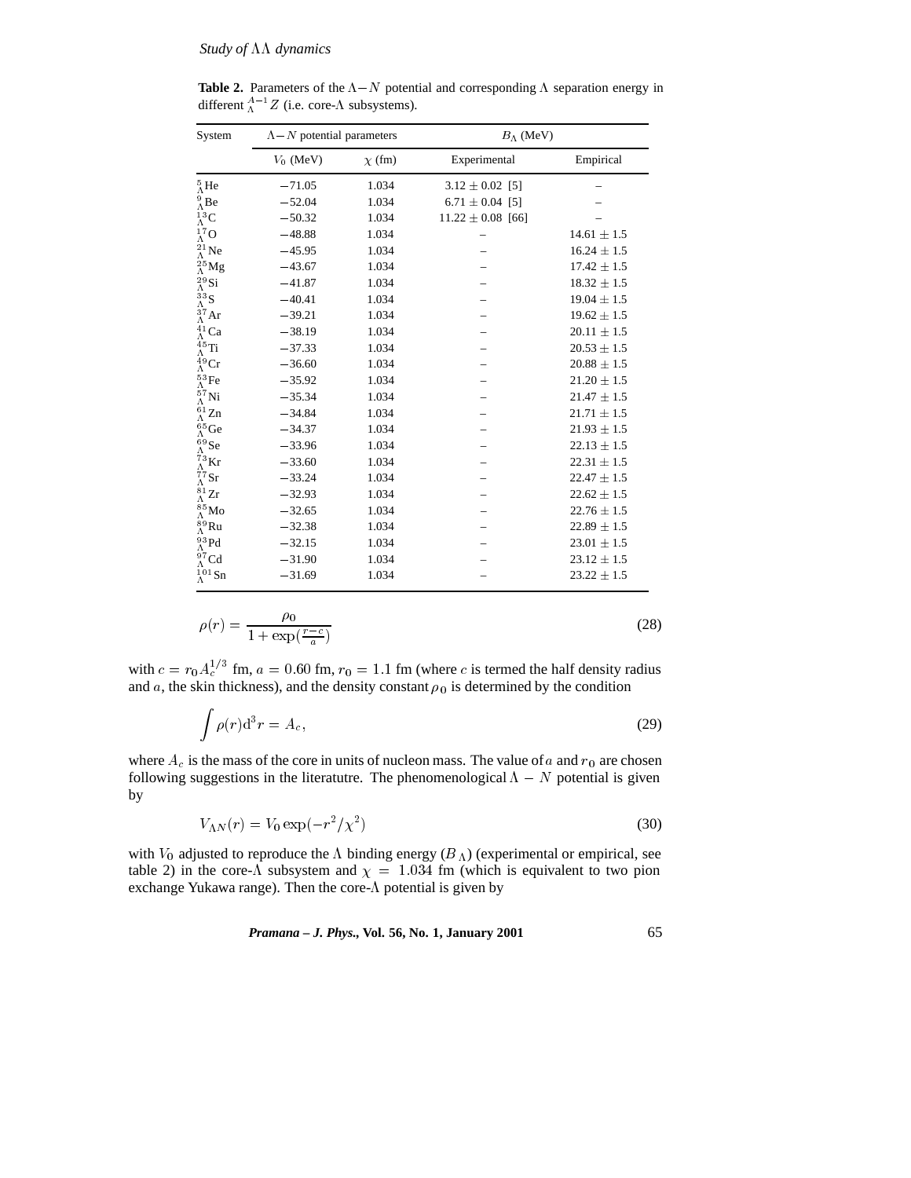**Table 2.** Parameters of the $\Lambda-N$ potential and corresponding $\Lambda$ separation energy in different ${}^{A-1}_{\Lambda}Z$ (i.e. core-$\Lambda$ subsystems).

| System | $\Lambda-N$ potential parameters | | $B_\Lambda$ (MeV) | |
|---|---|---|---|---|
| | $V_0$ (MeV) | $\chi$ (fm) | Experimental | Empirical |
| ${}^{5}_{\Lambda}$He | −71.05 | 1.034 | 3.12 ± 0.02 [5] | – |
| ${}^{9}_{\Lambda}$Be | −52.04 | 1.034 | 6.71 ± 0.04 [5] | – |
| ${}^{13}_{\Lambda}$C | −50.32 | 1.034 | 11.22 ± 0.08 [66] | – |
| ${}^{17}_{\Lambda}$O | −48.88 | 1.034 | – | 14.61 ± 1.5 |
| ${}^{21}_{\Lambda}$Ne | −45.95 | 1.034 | – | 16.24 ± 1.5 |
| ${}^{25}_{\Lambda}$Mg | −43.67 | 1.034 | – | 17.42 ± 1.5 |
| ${}^{29}_{\Lambda}$Si | −41.87 | 1.034 | – | 18.32 ± 1.5 |
| ${}^{33}_{\Lambda}$S | −40.41 | 1.034 | – | 19.04 ± 1.5 |
| ${}^{37}_{\Lambda}$Ar | −39.21 | 1.034 | – | 19.62 ± 1.5 |
| ${}^{41}_{\Lambda}$Ca | −38.19 | 1.034 | – | 20.11 ± 1.5 |
| ${}^{45}_{\Lambda}$Ti | −37.33 | 1.034 | – | 20.53 ± 1.5 |
| ${}^{49}_{\Lambda}$Cr | −36.60 | 1.034 | – | 20.88 ± 1.5 |
| ${}^{53}_{\Lambda}$Fe | −35.92 | 1.034 | – | 21.20 ± 1.5 |
| ${}^{57}_{\Lambda}$Ni | −35.34 | 1.034 | – | 21.47 ± 1.5 |
| ${}^{61}_{\Lambda}$Zn | −34.84 | 1.034 | – | 21.71 ± 1.5 |
| ${}^{65}_{\Lambda}$Ge | −34.37 | 1.034 | – | 21.93 ± 1.5 |
| ${}^{69}_{\Lambda}$Se | −33.96 | 1.034 | – | 22.13 ± 1.5 |
| ${}^{73}_{\Lambda}$Kr | −33.60 | 1.034 | – | 22.31 ± 1.5 |
| ${}^{77}_{\Lambda}$Sr | −33.24 | 1.034 | – | 22.47 ± 1.5 |
| ${}^{81}_{\Lambda}$Zr | −32.93 | 1.034 | – | 22.62 ± 1.5 |
| ${}^{85}_{\Lambda}$Mo | −32.65 | 1.034 | – | 22.76 ± 1.5 |
| ${}^{89}_{\Lambda}$Ru | −32.38 | 1.034 | – | 22.89 ± 1.5 |
| ${}^{93}_{\Lambda}$Pd | −32.15 | 1.034 | – | 23.01 ± 1.5 |
| ${}^{97}_{\Lambda}$Cd | −31.90 | 1.034 | – | 23.12 ± 1.5 |
| ${}^{101}_{\Lambda}$Sn | −31.69 | 1.034 | – | 23.22 ± 1.5 |

$$\rho(r) = \frac{\rho_0}{1+\exp(\frac{r-c}{a})} \tag{28}$$

with $c = r_0 A_c^{1/3}$ fm, $a = 0.60$ fm, $r_0 = 1.1$ fm (where $c$ is termed the half density radius and $a$, the skin thickness), and the density constant $\rho_0$ is determined by the condition

$$\int \rho(r)\mathrm{d}^3 r = A_c, \tag{29}$$

where $A_c$ is the mass of the core in units of nucleon mass. The value of $a$ and $r_0$ are chosen following suggestions in the literatutre. The phenomenological $\Lambda - N$ potential is given by

$$V_{\Lambda N}(r) = V_0 \exp(-r^2/\chi^2) \tag{30}$$

with $V_0$ adjusted to reproduce the $\Lambda$ binding energy ($B_\Lambda$) (experimental or empirical, see table 2) in the core-$\Lambda$ subsystem and $\chi = 1.034$ fm (which is equivalent to two pion exchange Yukawa range). Then the core-$\Lambda$ potential is given by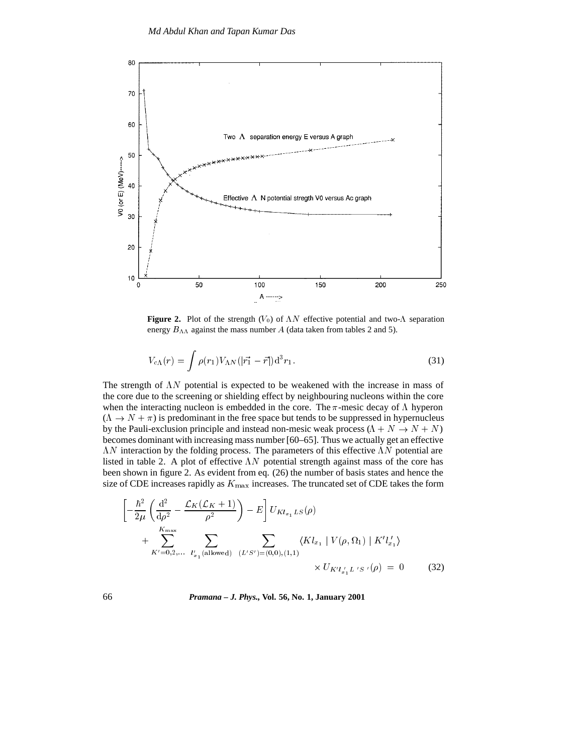**Figure 2.** Plot of the strength ($V_0$) of $\Lambda N$ effective potential and two-$\Lambda$ separation energy $B_{\Lambda\Lambda}$ against the mass number $A$ (data taken from tables 2 and 5).

$$V_{c\Lambda}(r) = \int \rho(r_1) V_{\Lambda N}(|\vec{r_1} - \vec{r}|) \mathrm{d}^3 r_1 . \tag{31}$$

The strength of $\Lambda N$ potential is expected to be weakened with the increase in mass of the core due to the screening or shielding effect by neighbouring nucleons within the core when the interacting nucleon is embedded in the core. The $\pi$-mesic decay of $\Lambda$ hyperon ($\Lambda \rightarrow N + \pi$) is predominant in the free space but tends to be suppressed in hypernucleus by the Pauli-exclusion principle and instead non-mesic weak process ($\Lambda + N \rightarrow N + N$) becomes dominant with increasing mass number [60–65]. Thus we actually get an effective $\Lambda N$ interaction by the folding process. The parameters of this effective $\Lambda N$ potential are listed in table 2. A plot of effective $\Lambda N$ potential strength against mass of the core has been shown in figure 2. As evident from eq. (26) the number of basis states and hence the size of CDE increases rapidly as $K_{\max}$ increases. The truncated set of CDE takes the form

$$\begin{aligned}
&\left[ -\frac{\hbar^2}{2\mu} \left( \frac{\mathrm{d}^2}{\mathrm{d}\rho^2} - \frac{\mathcal{L}_K(\mathcal{L}_K + 1)}{\rho^2} \right) - E \right] U_{K l_{x_1} LS}(\rho) \\
&\quad + \sum_{K'=0,2,\ldots}^{K_{\max}} \sum_{l'_{x_1}(\text{allowed})} \sum_{(L'S')=(0,0),(1,1)} \langle K l_{x_1} \mid V(\rho, \Omega_1) \mid K' l'_{x_1} \rangle \\
&\qquad \times U_{K' l'_{x_1} L' S'}(\rho) \; = \; 0
\end{aligned} \tag{32}$$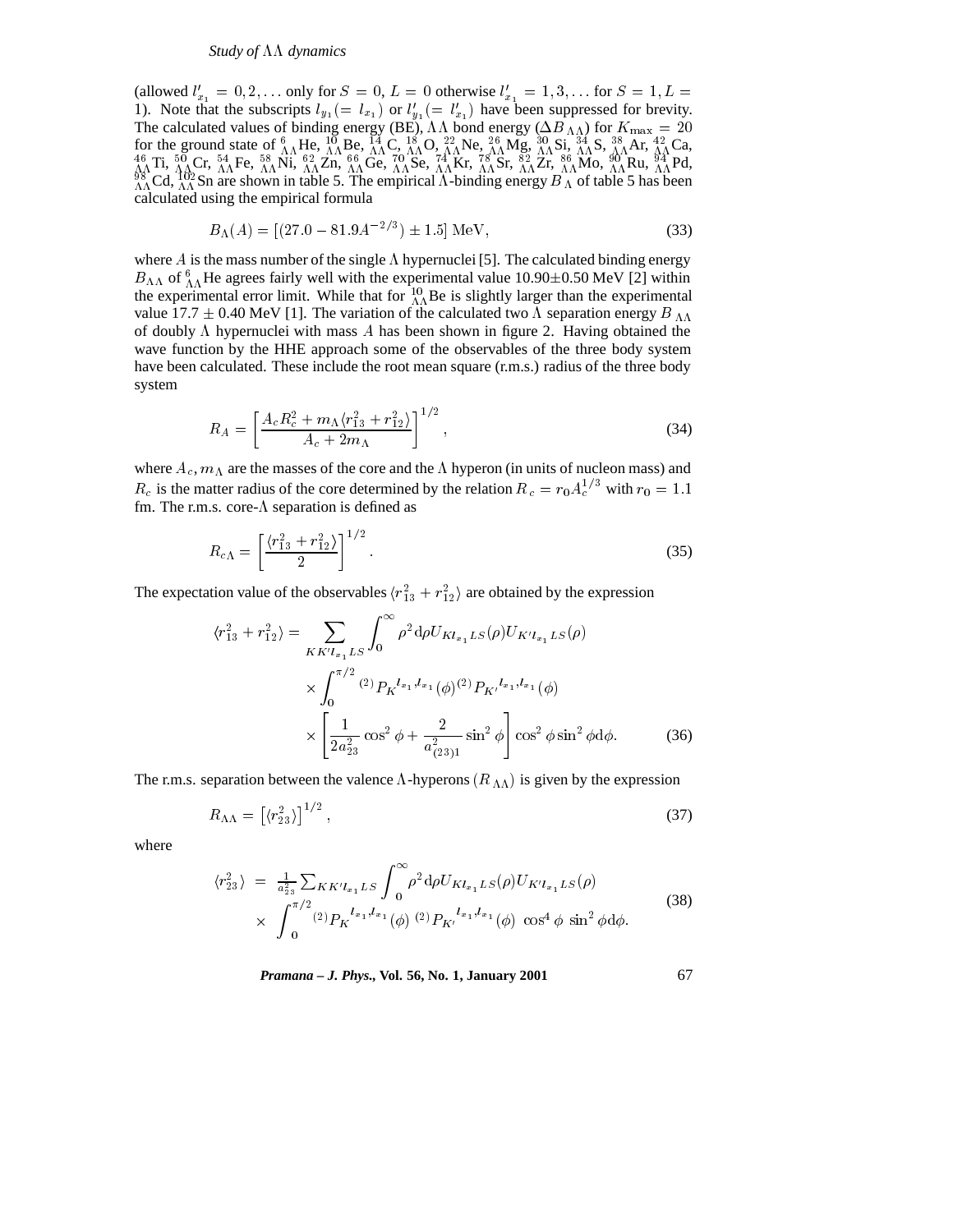(allowed $l'_{x_1} = 0, 2, \ldots$ only for $S = 0$, $L = 0$ otherwise $l'_{x_1} = 1, 3, \ldots$ for $S = 1, L = 1$). Note that the subscripts $l_{y_1} (= l_{x_1})$ or $l'_{y_1} (= l'_{x_1})$ have been suppressed for brevity. The calculated values of binding energy (BE), $\Lambda\Lambda$ bond energy ($\Delta B_{\Lambda\Lambda}$) for $K_{\max} = 20$ for the ground state of ${}^{6}_{\Lambda\Lambda}$He, ${}^{10}_{\Lambda\Lambda}$Be, ${}^{14}_{\Lambda\Lambda}$C, ${}^{18}_{\Lambda\Lambda}$O, ${}^{22}_{\Lambda\Lambda}$Ne, ${}^{26}_{\Lambda\Lambda}$Mg, ${}^{30}_{\Lambda\Lambda}$Si, ${}^{34}_{\Lambda\Lambda}$S, ${}^{38}_{\Lambda\Lambda}$Ar, ${}^{42}_{\Lambda\Lambda}$Ca, ${}^{46}_{\Lambda\Lambda}$Ti, ${}^{50}_{\Lambda\Lambda}$Cr, ${}^{54}_{\Lambda\Lambda}$Fe, ${}^{58}_{\Lambda\Lambda}$Ni, ${}^{62}_{\Lambda\Lambda}$Zn, ${}^{66}_{\Lambda\Lambda}$Ge, ${}^{70}_{\Lambda\Lambda}$Se, ${}^{74}_{\Lambda\Lambda}$Kr, ${}^{78}_{\Lambda\Lambda}$Sr, ${}^{82}_{\Lambda\Lambda}$Zr, ${}^{86}_{\Lambda\Lambda}$Mo, ${}^{90}_{\Lambda\Lambda}$Ru, ${}^{94}_{\Lambda\Lambda}$Pd, ${}^{98}_{\Lambda\Lambda}$Cd, ${}^{102}_{\Lambda\Lambda}$Sn are shown in table 5. The empirical $\Lambda$-binding energy $B_\Lambda$ of table 5 has been calculated using the empirical formula

$$B_\Lambda(A) = [(27.0 - 81.9A^{-2/3}) \pm 1.5] \text{ MeV}, \tag{33}$$

where $A$ is the mass number of the single $\Lambda$ hypernuclei [5]. The calculated binding energy $B_{\Lambda\Lambda}$ of ${}^{6}_{\Lambda\Lambda}$He agrees fairly well with the experimental value 10.90±0.50 MeV [2] within the experimental error limit. While that for ${}^{10}_{\Lambda\Lambda}$Be is slightly larger than the experimental value 17.7 ± 0.40 MeV [1]. The variation of the calculated two $\Lambda$ separation energy $B_{\Lambda\Lambda}$ of doubly $\Lambda$ hypernuclei with mass $A$ has been shown in figure 2. Having obtained the wave function by the HHE approach some of the observables of the three body system have been calculated. These include the root mean square (r.m.s.) radius of the three body system

$$R_A = \left[\frac{A_c R_c^2 + m_\Lambda \langle r_{13}^2 + r_{12}^2 \rangle}{A_c + 2m_\Lambda}\right]^{1/2}, \tag{34}$$

where $A_c, m_\Lambda$ are the masses of the core and the $\Lambda$ hyperon (in units of nucleon mass) and $R_c$ is the matter radius of the core determined by the relation $R_c = r_0 A_c^{1/3}$ with $r_0 = 1.1$ fm. The r.m.s. core-$\Lambda$ separation is defined as

$$R_{c\Lambda} = \left[\frac{\langle r_{13}^2 + r_{12}^2 \rangle}{2}\right]^{1/2}. \tag{35}$$

The expectation value of the observables $\langle r_{13}^2 + r_{12}^2 \rangle$ are obtained by the expression

$$\begin{aligned}
\langle r_{13}^2 + r_{12}^2 \rangle = \sum_{KK'l_{x_1}LS} & \int_0^\infty \rho^2 \mathrm{d}\rho U_{Kl_{x_1}LS}(\rho) U_{K'l_{x_1}LS}(\rho) \\
& \times \int_0^{\pi/2} {}^{(2)}P_K{}^{l_{x_1},l_{x_1}}(\phi) {}^{(2)}P_{K'}{}^{l_{x_1},l_{x_1}}(\phi) \\
& \times \left[\frac{1}{2a_{23}^2}\cos^2\phi + \frac{2}{a_{(23)1}^2}\sin^2\phi\right] \cos^2\phi \sin^2\phi \mathrm{d}\phi.
\end{aligned} \tag{36}$$

The r.m.s. separation between the valence $\Lambda$-hyperons ($R_{\Lambda\Lambda}$) is given by the expression

$$R_{\Lambda\Lambda} = \left[\langle r_{23}^2 \rangle\right]^{1/2}, \tag{37}$$

where

$$\begin{aligned}
\langle r_{23}^2 \rangle \; = \; & \frac{1}{a_{23}^2} \sum_{KK'l_{x_1}LS} \int_0^\infty \rho^2 \mathrm{d}\rho U_{Kl_{x_1}LS}(\rho) U_{K'l_{x_1}LS}(\rho) \\
\times & \int_0^{\pi/2} {}^{(2)}P_K{}^{l_{x_1},l_{x_1}}(\phi) \; {}^{(2)}P_{K'}{}^{l_{x_1},l_{x_1}}(\phi) \; \cos^4\phi \; \sin^2\phi \mathrm{d}\phi.
\end{aligned} \tag{38}$$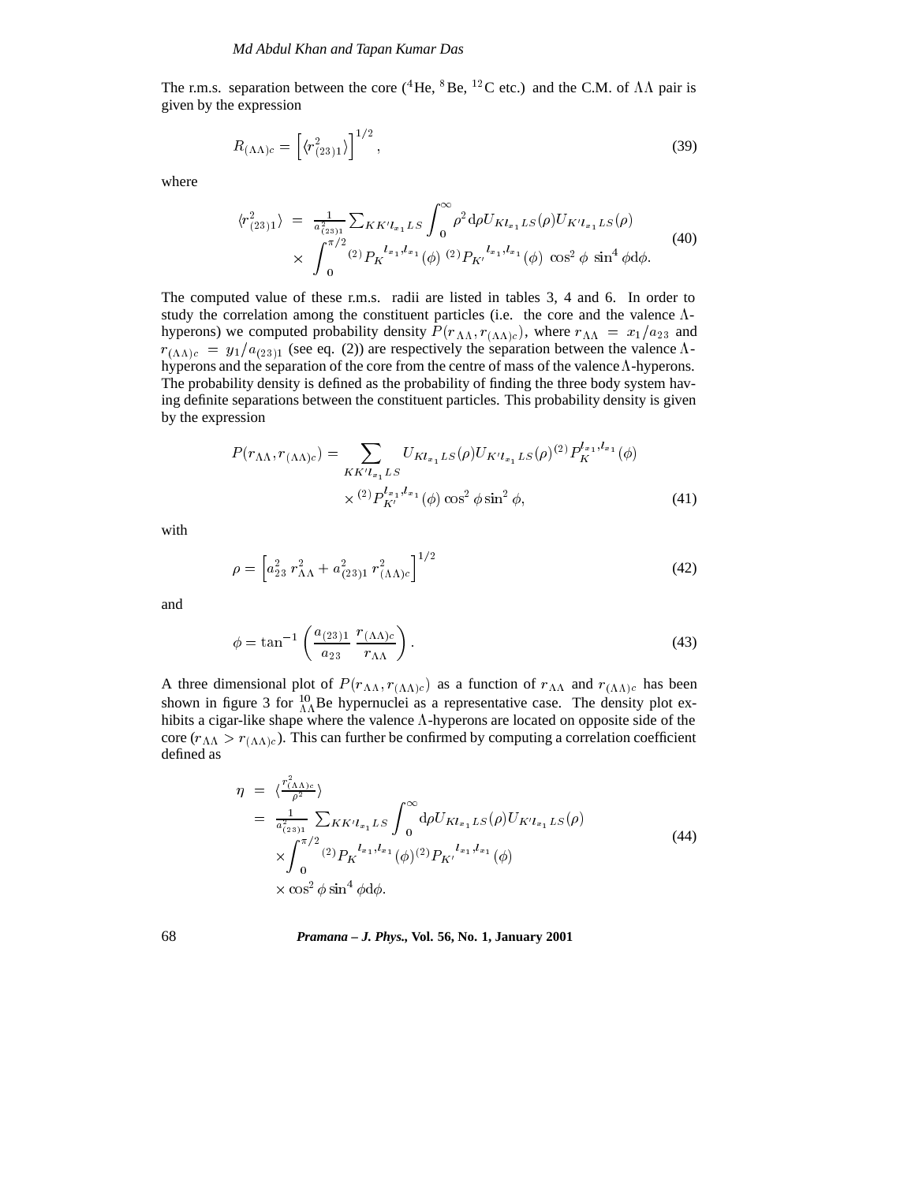The r.m.s. separation between the core ($^4$He, $^8$Be, $^{12}$C etc.) and the C.M. of $\Lambda\Lambda$ pair is given by the expression

$$R_{(\Lambda\Lambda)c} = \left[\langle r^2_{(23)1}\rangle\right]^{1/2}, \tag{39}$$

where

$$\begin{aligned}\langle r^2_{(23)1}\rangle &= \frac{1}{a^2_{(23)1}} \sum_{KK'l_{x_1}LS} \int_0^\infty \rho^2 \mathrm{d}\rho U_{Kl_{x_1}LS}(\rho) U_{K'l_{x_1}LS}(\rho) \\ &\times \int_0^{\pi/2} {}^{(2)}P_K^{\,l_{x_1},l_{x_1}}(\phi)\ {}^{(2)}P_{K'}^{\,l_{x_1},l_{x_1}}(\phi)\ \cos^2\phi\ \sin^4\phi \mathrm{d}\phi.\end{aligned} \tag{40}$$

The computed value of these r.m.s. radii are listed in tables 3, 4 and 6. In order to study the correlation among the constituent particles (i.e. the core and the valence $\Lambda$-hyperons) we computed probability density $P(r_{\Lambda\Lambda}, r_{(\Lambda\Lambda)c})$, where $r_{\Lambda\Lambda} = x_1/a_{23}$ and $r_{(\Lambda\Lambda)c} = y_1/a_{(23)1}$ (see eq. (2)) are respectively the separation between the valence $\Lambda$-hyperons and the separation of the core from the centre of mass of the valence $\Lambda$-hyperons. The probability density is defined as the probability of finding the three body system having definite separations between the constituent particles. This probability density is given by the expression

$$\begin{aligned}P(r_{\Lambda\Lambda}, r_{(\Lambda\Lambda)c}) = &\sum_{KK'l_{x_1}LS} U_{Kl_{x_1}LS}(\rho) U_{K'l_{x_1}LS}(\rho)\, {}^{(2)}P_K^{l_{x_1},l_{x_1}}(\phi) \\ &\times {}^{(2)}P_{K'}^{l_{x_1},l_{x_1}}(\phi) \cos^2\phi \sin^2\phi,\end{aligned} \tag{41}$$

with

$$\rho = \left[a^2_{23}\ r^2_{\Lambda\Lambda} + a^2_{(23)1}\ r^2_{(\Lambda\Lambda)c}\right]^{1/2} \tag{42}$$

and

$$\phi = \tan^{-1}\left(\frac{a_{(23)1}}{a_{23}}\ \frac{r_{(\Lambda\Lambda)c}}{r_{\Lambda\Lambda}}\right). \tag{43}$$

A three dimensional plot of $P(r_{\Lambda\Lambda}, r_{(\Lambda\Lambda)c})$ as a function of $r_{\Lambda\Lambda}$ and $r_{(\Lambda\Lambda)c}$ has been shown in figure 3 for ${}^{10}_{\Lambda\Lambda}$Be hypernuclei as a representative case. The density plot exhibits a cigar-like shape where the valence $\Lambda$-hyperons are located on opposite side of the core ($r_{\Lambda\Lambda} > r_{(\Lambda\Lambda)c}$). This can further be confirmed by computing a correlation coefficient defined as

$$\begin{aligned}\eta &= \langle \frac{r^2_{(\Lambda\Lambda)c}}{\rho^2} \rangle \\ &= \frac{1}{a^2_{(23)1}} \sum_{KK'l_{x_1}LS} \int_0^\infty \mathrm{d}\rho U_{Kl_{x_1}LS}(\rho) U_{K'l_{x_1}LS}(\rho) \\ &\times \int_0^{\pi/2} {}^{(2)}P_K^{\,l_{x_1},l_{x_1}}(\phi) {}^{(2)}P_{K'}^{\,l_{x_1},l_{x_1}}(\phi) \\ &\times \cos^2\phi \sin^4\phi \mathrm{d}\phi.\end{aligned} \tag{44}$$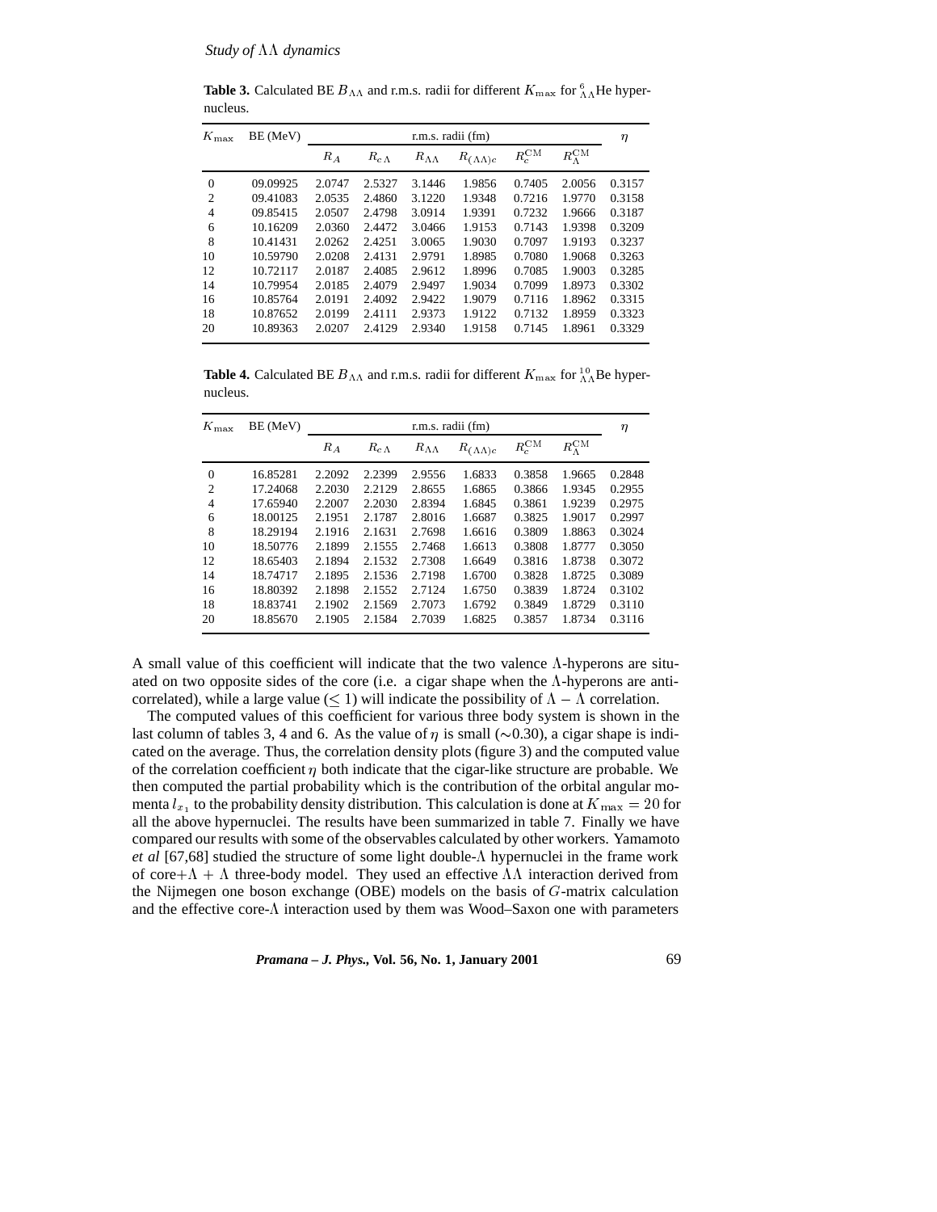**Table 3.** Calculated BE $B_{\Lambda\Lambda}$ and r.m.s. radii for different $K_{\max}$ for ${}^{6}_{\Lambda\Lambda}$He hypernucleus.

| $K_{\max}$ | BE (MeV) | r.m.s. radii (fm) | | | | | | $\eta$ |
|---|---|---|---|---|---|---|---|---|
| | | $R_A$ | $R_{c\Lambda}$ | $R_{\Lambda\Lambda}$ | $R_{(\Lambda\Lambda)c}$ | $R_c^{\rm CM}$ | $R_\Lambda^{\rm CM}$ | |
| 0 | 09.09925 | 2.0747 | 2.5327 | 3.1446 | 1.9856 | 0.7405 | 2.0056 | 0.3157 |
| 2 | 09.41083 | 2.0535 | 2.4860 | 3.1220 | 1.9348 | 0.7216 | 1.9770 | 0.3158 |
| 4 | 09.85415 | 2.0507 | 2.4798 | 3.0914 | 1.9391 | 0.7232 | 1.9666 | 0.3187 |
| 6 | 10.16209 | 2.0360 | 2.4472 | 3.0466 | 1.9153 | 0.7143 | 1.9398 | 0.3209 |
| 8 | 10.41431 | 2.0262 | 2.4251 | 3.0065 | 1.9030 | 0.7097 | 1.9193 | 0.3237 |
| 10 | 10.59790 | 2.0208 | 2.4131 | 2.9791 | 1.8985 | 0.7080 | 1.9068 | 0.3263 |
| 12 | 10.72117 | 2.0187 | 2.4085 | 2.9612 | 1.8996 | 0.7085 | 1.9003 | 0.3285 |
| 14 | 10.79954 | 2.0185 | 2.4079 | 2.9497 | 1.9034 | 0.7099 | 1.8973 | 0.3302 |
| 16 | 10.85764 | 2.0191 | 2.4092 | 2.9422 | 1.9079 | 0.7116 | 1.8962 | 0.3315 |
| 18 | 10.87652 | 2.0199 | 2.4111 | 2.9373 | 1.9122 | 0.7132 | 1.8959 | 0.3323 |
| 20 | 10.89363 | 2.0207 | 2.4129 | 2.9340 | 1.9158 | 0.7145 | 1.8961 | 0.3329 |

**Table 4.** Calculated BE $B_{\Lambda\Lambda}$ and r.m.s. radii for different $K_{\max}$ for ${}^{10}_{\Lambda\Lambda}$Be hypernucleus.

| $K_{\max}$ | BE (MeV) | r.m.s. radii (fm) | | | | | | $\eta$ |
|---|---|---|---|---|---|---|---|---|
| | | $R_A$ | $R_{c\Lambda}$ | $R_{\Lambda\Lambda}$ | $R_{(\Lambda\Lambda)c}$ | $R_c^{\rm CM}$ | $R_\Lambda^{\rm CM}$ | |
| 0 | 16.85281 | 2.2092 | 2.2399 | 2.9556 | 1.6833 | 0.3858 | 1.9665 | 0.2848 |
| 2 | 17.24068 | 2.2030 | 2.2129 | 2.8655 | 1.6865 | 0.3866 | 1.9345 | 0.2955 |
| 4 | 17.65940 | 2.2007 | 2.2030 | 2.8394 | 1.6845 | 0.3861 | 1.9239 | 0.2975 |
| 6 | 18.00125 | 2.1951 | 2.1787 | 2.8016 | 1.6687 | 0.3825 | 1.9017 | 0.2997 |
| 8 | 18.29194 | 2.1916 | 2.1631 | 2.7698 | 1.6616 | 0.3809 | 1.8863 | 0.3024 |
| 10 | 18.50776 | 2.1899 | 2.1555 | 2.7468 | 1.6613 | 0.3808 | 1.8777 | 0.3050 |
| 12 | 18.65403 | 2.1894 | 2.1532 | 2.7308 | 1.6649 | 0.3816 | 1.8738 | 0.3072 |
| 14 | 18.74717 | 2.1895 | 2.1536 | 2.7198 | 1.6700 | 0.3828 | 1.8725 | 0.3089 |
| 16 | 18.80392 | 2.1898 | 2.1552 | 2.7124 | 1.6750 | 0.3839 | 1.8724 | 0.3102 |
| 18 | 18.83741 | 2.1902 | 2.1569 | 2.7073 | 1.6792 | 0.3849 | 1.8729 | 0.3110 |
| 20 | 18.85670 | 2.1905 | 2.1584 | 2.7039 | 1.6825 | 0.3857 | 1.8734 | 0.3116 |

A small value of this coefficient will indicate that the two valence $\Lambda$-hyperons are situated on two opposite sides of the core (i.e. a cigar shape when the $\Lambda$-hyperons are anti-correlated), while a large value ($\leq 1$) will indicate the possibility of $\Lambda - \Lambda$ correlation.

The computed values of this coefficient for various three body system is shown in the last column of tables 3, 4 and 6. As the value of $\eta$ is small ($\sim$0.30), a cigar shape is indicated on the average. Thus, the correlation density plots (figure 3) and the computed value of the correlation coefficient $\eta$ both indicate that the cigar-like structure are probable. We then computed the partial probability which is the contribution of the orbital angular momenta $l_{x_1}$ to the probability density distribution. This calculation is done at $K_{\max} = 20$ for all the above hypernuclei. The results have been summarized in table 7. Finally we have compared our results with some of the observables calculated by other workers. Yamamoto *et al* [67,68] studied the structure of some light double-$\Lambda$ hypernuclei in the frame work of core+$\Lambda$ + $\Lambda$ three-body model. They used an effective $\Lambda\Lambda$ interaction derived from the Nijmegen one boson exchange (OBE) models on the basis of $G$-matrix calculation and the effective core-$\Lambda$ interaction used by them was Wood–Saxon one with parameters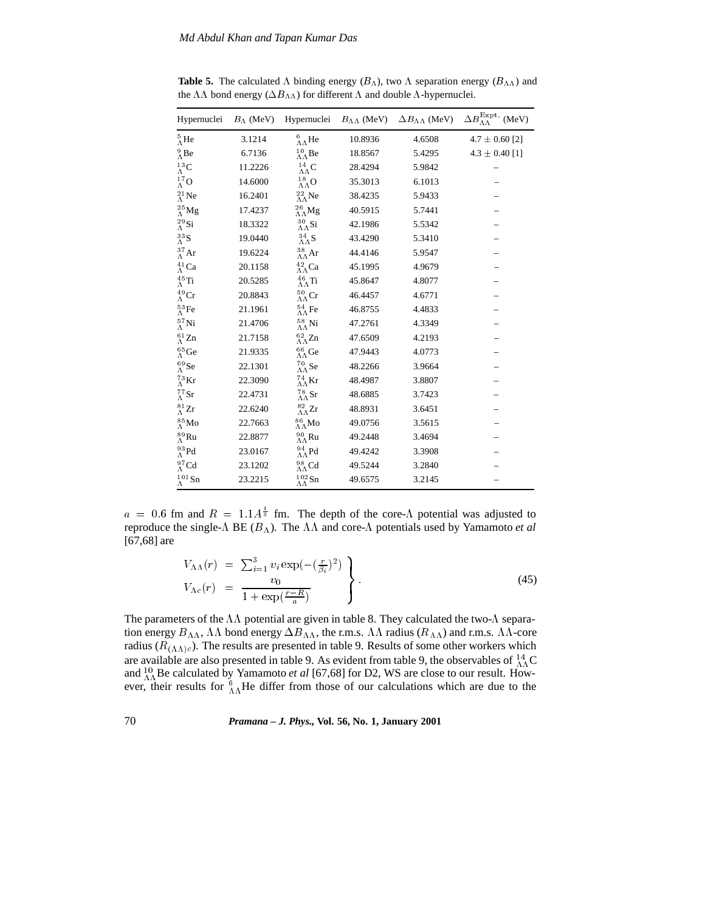**Table 5.** The calculated $\Lambda$ binding energy ($B_\Lambda$), two $\Lambda$ separation energy ($B_{\Lambda\Lambda}$) and the $\Lambda\Lambda$ bond energy ($\Delta B_{\Lambda\Lambda}$) for different $\Lambda$ and double $\Lambda$-hypernuclei.

| Hypernuclei | $B_\Lambda$ (MeV) | Hypernuclei | $B_{\Lambda\Lambda}$ (MeV) | $\Delta B_{\Lambda\Lambda}$ (MeV) | $\Delta B_{\Lambda\Lambda}^{\mathrm{Expt.}}$ (MeV) |
|---|---|---|---|---|---|
| ${}^{5}_{\Lambda}$He | 3.1214 | ${}^{6}_{\Lambda\Lambda}$He | 10.8936 | 4.6508 | 4.7 ± 0.60 [2] |
| ${}^{9}_{\Lambda}$Be | 6.7136 | ${}^{10}_{\Lambda\Lambda}$Be | 18.8567 | 5.4295 | 4.3 ± 0.40 [1] |
| ${}^{13}_{\Lambda}$C | 11.2226 | ${}^{14}_{\Lambda\Lambda}$C | 28.4294 | 5.9842 | – |
| ${}^{17}_{\Lambda}$O | 14.6000 | ${}^{18}_{\Lambda\Lambda}$O | 35.3013 | 6.1013 | – |
| ${}^{21}_{\Lambda}$Ne | 16.2401 | ${}^{22}_{\Lambda\Lambda}$Ne | 38.4235 | 5.9433 | – |
| ${}^{25}_{\Lambda}$Mg | 17.4237 | ${}^{26}_{\Lambda\Lambda}$Mg | 40.5915 | 5.7441 | – |
| ${}^{29}_{\Lambda}$Si | 18.3322 | ${}^{30}_{\Lambda\Lambda}$Si | 42.1986 | 5.5342 | – |
| ${}^{33}_{\Lambda}$S | 19.0440 | ${}^{34}_{\Lambda\Lambda}$S | 43.4290 | 5.3410 | – |
| ${}^{37}_{\Lambda}$Ar | 19.6224 | ${}^{38}_{\Lambda\Lambda}$Ar | 44.4146 | 5.9547 | – |
| ${}^{41}_{\Lambda}$Ca | 20.1158 | ${}^{42}_{\Lambda\Lambda}$Ca | 45.1995 | 4.9679 | – |
| ${}^{45}_{\Lambda}$Ti | 20.5285 | ${}^{46}_{\Lambda\Lambda}$Ti | 45.8647 | 4.8077 | – |
| ${}^{49}_{\Lambda}$Cr | 20.8843 | ${}^{50}_{\Lambda\Lambda}$Cr | 46.4457 | 4.6771 | – |
| ${}^{53}_{\Lambda}$Fe | 21.1961 | ${}^{54}_{\Lambda\Lambda}$Fe | 46.8755 | 4.4833 | – |
| ${}^{57}_{\Lambda}$Ni | 21.4706 | ${}^{58}_{\Lambda\Lambda}$Ni | 47.2761 | 4.3349 | – |
| ${}^{61}_{\Lambda}$Zn | 21.7158 | ${}^{62}_{\Lambda\Lambda}$Zn | 47.6509 | 4.2193 | – |
| ${}^{65}_{\Lambda}$Ge | 21.9335 | ${}^{66}_{\Lambda\Lambda}$Ge | 47.9443 | 4.0773 | – |
| ${}^{69}_{\Lambda}$Se | 22.1301 | ${}^{70}_{\Lambda\Lambda}$Se | 48.2266 | 3.9664 | – |
| ${}^{73}_{\Lambda}$Kr | 22.3090 | ${}^{74}_{\Lambda\Lambda}$Kr | 48.4987 | 3.8807 | – |
| ${}^{77}_{\Lambda}$Sr | 22.4731 | ${}^{78}_{\Lambda\Lambda}$Sr | 48.6885 | 3.7423 | – |
| ${}^{81}_{\Lambda}$Zr | 22.6240 | ${}^{82}_{\Lambda\Lambda}$Zr | 48.8931 | 3.6451 | – |
| ${}^{85}_{\Lambda}$Mo | 22.7663 | ${}^{86}_{\Lambda\Lambda}$Mo | 49.0756 | 3.5615 | – |
| ${}^{89}_{\Lambda}$Ru | 22.8877 | ${}^{90}_{\Lambda\Lambda}$Ru | 49.2448 | 3.4694 | – |
| ${}^{93}_{\Lambda}$Pd | 23.0167 | ${}^{94}_{\Lambda\Lambda}$Pd | 49.4242 | 3.3908 | – |
| ${}^{97}_{\Lambda}$Cd | 23.1202 | ${}^{98}_{\Lambda\Lambda}$Cd | 49.5244 | 3.2840 | – |
| ${}^{101}_{\Lambda}$Sn | 23.2215 | ${}^{102}_{\Lambda\Lambda}$Sn | 49.6575 | 3.2145 | – |

$a = 0.6$ fm and $R = 1.1A^{\frac{1}{3}}$ fm. The depth of the core-$\Lambda$ potential was adjusted to reproduce the single-$\Lambda$ BE ($B_\Lambda$). The $\Lambda\Lambda$ and core-$\Lambda$ potentials used by Yamamoto *et al* [67,68] are

$$\left.\begin{array}{rcl} V_{\Lambda\Lambda}(r) & = & \sum_{i=1}^{3} v_i \exp(-(\frac{r}{\beta_i})^2) \\ V_{\Lambda c}(r) & = & \dfrac{v_0}{1+\exp(\frac{r-R}{a})} \end{array}\right\}. \tag{45}$$

The parameters of the $\Lambda\Lambda$ potential are given in table 8. They calculated the two-$\Lambda$ separation energy $B_{\Lambda\Lambda}$, $\Lambda\Lambda$ bond energy $\Delta B_{\Lambda\Lambda}$, the r.m.s. $\Lambda\Lambda$ radius ($R_{\Lambda\Lambda}$) and r.m.s. $\Lambda\Lambda$-core radius ($R_{(\Lambda\Lambda)c}$). The results are presented in table 9. Results of some other workers which are available are also presented in table 9. As evident from table 9, the observables of ${}^{14}_{\Lambda\Lambda}$C and ${}^{10}_{\Lambda\Lambda}$Be calculated by Yamamoto *et al* [67,68] for D2, WS are close to our result. However, their results for ${}^{6}_{\Lambda\Lambda}$He differ from those of our calculations which are due to the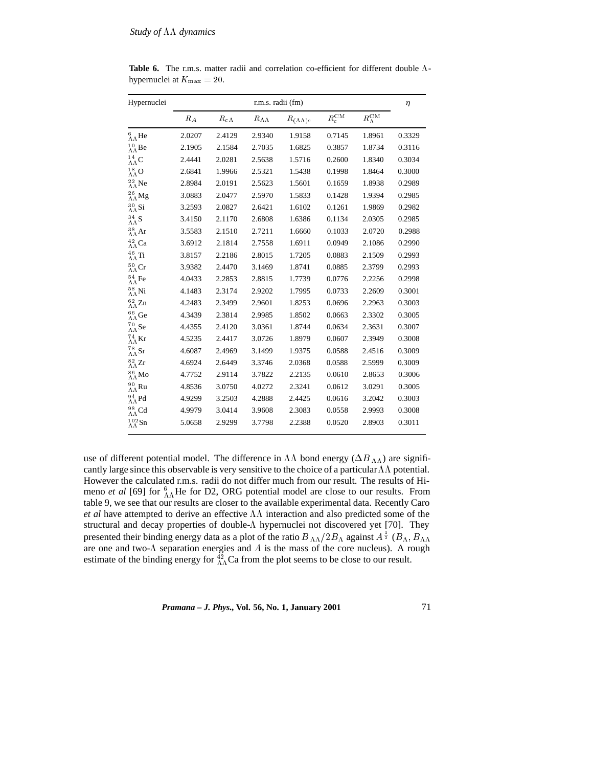**Table 6.** The r.m.s. matter radii and correlation co-efficient for different double $\Lambda$-hypernuclei at $K_{\max} = 20$.

| Hypernuclei | r.m.s. radii (fm) | | | | | | $\eta$ |
|---|---|---|---|---|---|---|---|
| | $R_A$ | $R_{c\Lambda}$ | $R_{\Lambda\Lambda}$ | $R_{(\Lambda\Lambda)c}$ | $R_c^{\mathrm{CM}}$ | $R_\Lambda^{\mathrm{CM}}$ | |
| ${}^{6}_{\Lambda\Lambda}$He | 2.0207 | 2.4129 | 2.9340 | 1.9158 | 0.7145 | 1.8961 | 0.3329 |
| ${}^{10}_{\Lambda\Lambda}$Be | 2.1905 | 2.1584 | 2.7035 | 1.6825 | 0.3857 | 1.8734 | 0.3116 |
| ${}^{14}_{\Lambda\Lambda}$C | 2.4441 | 2.0281 | 2.5638 | 1.5716 | 0.2600 | 1.8340 | 0.3034 |
| ${}^{18}_{\Lambda\Lambda}$O | 2.6841 | 1.9966 | 2.5321 | 1.5438 | 0.1998 | 1.8464 | 0.3000 |
| ${}^{22}_{\Lambda\Lambda}$Ne | 2.8984 | 2.0191 | 2.5623 | 1.5601 | 0.1659 | 1.8938 | 0.2989 |
| ${}^{26}_{\Lambda\Lambda}$Mg | 3.0883 | 2.0477 | 2.5970 | 1.5833 | 0.1428 | 1.9394 | 0.2985 |
| ${}^{30}_{\Lambda\Lambda}$Si | 3.2593 | 2.0827 | 2.6421 | 1.6102 | 0.1261 | 1.9869 | 0.2982 |
| ${}^{34}_{\Lambda\Lambda}$S | 3.4150 | 2.1170 | 2.6808 | 1.6386 | 0.1134 | 2.0305 | 0.2985 |
| ${}^{38}_{\Lambda\Lambda}$Ar | 3.5583 | 2.1510 | 2.7211 | 1.6660 | 0.1033 | 2.0720 | 0.2988 |
| ${}^{42}_{\Lambda\Lambda}$Ca | 3.6912 | 2.1814 | 2.7558 | 1.6911 | 0.0949 | 2.1086 | 0.2990 |
| ${}^{46}_{\Lambda\Lambda}$Ti | 3.8157 | 2.2186 | 2.8015 | 1.7205 | 0.0883 | 2.1509 | 0.2993 |
| ${}^{50}_{\Lambda\Lambda}$Cr | 3.9382 | 2.4470 | 3.1469 | 1.8741 | 0.0885 | 2.3799 | 0.2993 |
| ${}^{54}_{\Lambda\Lambda}$Fe | 4.0433 | 2.2853 | 2.8815 | 1.7739 | 0.0776 | 2.2256 | 0.2998 |
| ${}^{58}_{\Lambda\Lambda}$Ni | 4.1483 | 2.3174 | 2.9202 | 1.7995 | 0.0733 | 2.2609 | 0.3001 |
| ${}^{62}_{\Lambda\Lambda}$Zn | 4.2483 | 2.3499 | 2.9601 | 1.8253 | 0.0696 | 2.2963 | 0.3003 |
| ${}^{66}_{\Lambda\Lambda}$Ge | 4.3439 | 2.3814 | 2.9985 | 1.8502 | 0.0663 | 2.3302 | 0.3005 |
| ${}^{70}_{\Lambda\Lambda}$Se | 4.4355 | 2.4120 | 3.0361 | 1.8744 | 0.0634 | 2.3631 | 0.3007 |
| ${}^{74}_{\Lambda\Lambda}$Kr | 4.5235 | 2.4417 | 3.0726 | 1.8979 | 0.0607 | 2.3949 | 0.3008 |
| ${}^{78}_{\Lambda\Lambda}$Sr | 4.6087 | 2.4969 | 3.1499 | 1.9375 | 0.0588 | 2.4516 | 0.3009 |
| ${}^{82}_{\Lambda\Lambda}$Zr | 4.6924 | 2.6449 | 3.3746 | 2.0368 | 0.0588 | 2.5999 | 0.3009 |
| ${}^{86}_{\Lambda\Lambda}$Mo | 4.7752 | 2.9114 | 3.7822 | 2.2135 | 0.0610 | 2.8653 | 0.3006 |
| ${}^{90}_{\Lambda\Lambda}$Ru | 4.8536 | 3.0750 | 4.0272 | 2.3241 | 0.0612 | 3.0291 | 0.3005 |
| ${}^{94}_{\Lambda\Lambda}$Pd | 4.9299 | 3.2503 | 4.2888 | 2.4425 | 0.0616 | 3.2042 | 0.3003 |
| ${}^{98}_{\Lambda\Lambda}$Cd | 4.9979 | 3.0414 | 3.9608 | 2.3083 | 0.0558 | 2.9993 | 0.3008 |
| ${}^{102}_{\Lambda\Lambda}$Sn | 5.0658 | 2.9299 | 3.7798 | 2.2388 | 0.0520 | 2.8903 | 0.3011 |

use of different potential model. The difference in $\Lambda\Lambda$ bond energy ($\Delta B_{\Lambda\Lambda}$) are significantly large since this observable is very sensitive to the choice of a particular $\Lambda\Lambda$ potential. However the calculated r.m.s. radii do not differ much from our result. The results of Himeno *et al* [69] for ${}^{6}_{\Lambda\Lambda}$He for D2, ORG potential model are close to our results. From table 9, we see that our results are closer to the available experimental data. Recently Caro *et al* have attempted to derive an effective $\Lambda\Lambda$ interaction and also predicted some of the structural and decay properties of double-$\Lambda$ hypernuclei not discovered yet [70]. They presented their binding energy data as a plot of the ratio $B_{\Lambda\Lambda}/2B_\Lambda$ against $A^{\frac{1}{3}}$ ($B_\Lambda$, $B_{\Lambda\Lambda}$ are one and two-$\Lambda$ separation energies and $A$ is the mass of the core nucleus). A rough estimate of the binding energy for ${}^{42}_{\Lambda\Lambda}$Ca from the plot seems to be close to our result.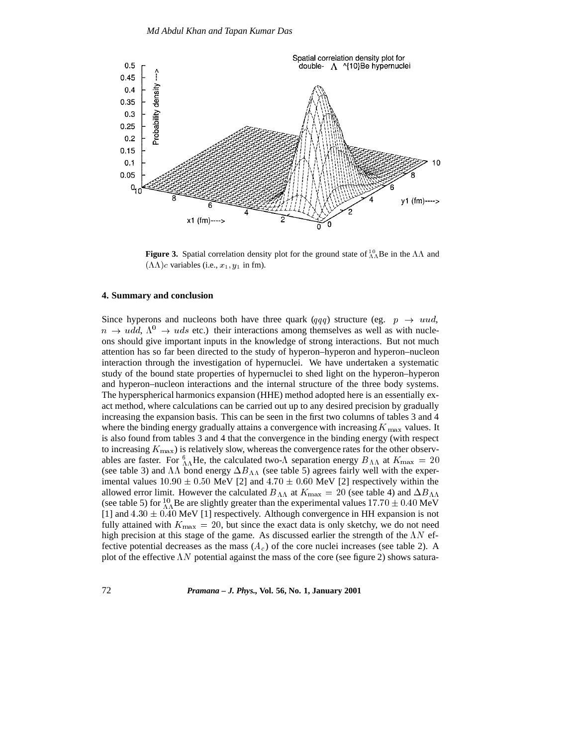**Figure 3.** Spatial correlation density plot for the ground state of ${}^{10}_{\Lambda\Lambda}$Be in the $\Lambda\Lambda$ and $(\Lambda\Lambda)c$ variables (i.e., $x_1, y_1$ in fm).

## 4. Summary and conclusion

Since hyperons and nucleons both have three quark ($qqq$) structure (eg. $p \rightarrow uud$, $n \rightarrow udd$, $\Lambda^0 \rightarrow uds$ etc.) their interactions among themselves as well as with nucleons should give important inputs in the knowledge of strong interactions. But not much attention has so far been directed to the study of hyperon–hyperon and hyperon–nucleon interaction through the investigation of hypernuclei. We have undertaken a systematic study of the bound state properties of hypernuclei to shed light on the hyperon–hyperon and hyperon–nucleon interactions and the internal structure of the three body systems. The hyperspherical harmonics expansion (HHE) method adopted here is an essentially exact method, where calculations can be carried out up to any desired precision by gradually increasing the expansion basis. This can be seen in the first two columns of tables 3 and 4 where the binding energy gradually attains a convergence with increasing $K_{\max}$ values. It is also found from tables 3 and 4 that the convergence in the binding energy (with respect to increasing $K_{\max}$) is relatively slow, whereas the convergence rates for the other observables are faster. For ${}^{6}_{\Lambda\Lambda}$He, the calculated two-$\Lambda$ separation energy $B_{\Lambda\Lambda}$ at $K_{\max} = 20$ (see table 3) and $\Lambda\Lambda$ bond energy $\Delta B_{\Lambda\Lambda}$ (see table 5) agrees fairly well with the experimental values $10.90 \pm 0.50$ MeV [2] and $4.70 \pm 0.60$ MeV [2] respectively within the allowed error limit. However the calculated $B_{\Lambda\Lambda}$ at $K_{\max} = 20$ (see table 4) and $\Delta B_{\Lambda\Lambda}$ (see table 5) for ${}^{10}_{\Lambda\Lambda}$Be are slightly greater than the experimental values $17.70 \pm 0.40$ MeV [1] and $4.30 \pm 0.40$ MeV [1] respectively. Although convergence in HH expansion is not fully attained with $K_{\max} = 20$, but since the exact data is only sketchy, we do not need high precision at this stage of the game. As discussed earlier the strength of the $\Lambda N$ effective potential decreases as the mass ($A_c$) of the core nuclei increases (see table 2). A plot of the effective $\Lambda N$ potential against the mass of the core (see figure 2) shows satura-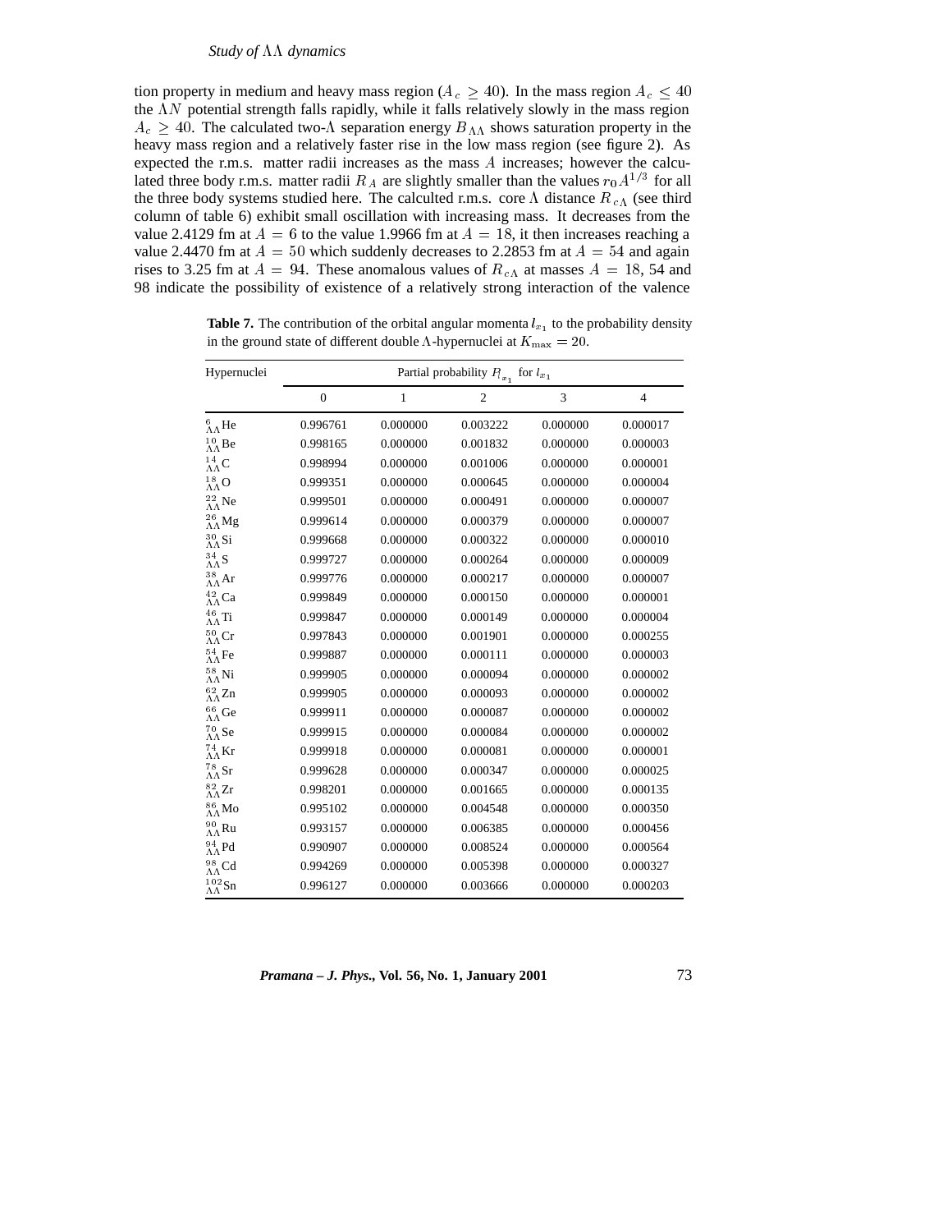tion property in medium and heavy mass region ($A_c \geq 40$). In the mass region $A_c \leq 40$ the $\Lambda N$ potential strength falls rapidly, while it falls relatively slowly in the mass region $A_c \geq 40$. The calculated two-$\Lambda$ separation energy $B_{\Lambda\Lambda}$ shows saturation property in the heavy mass region and a relatively faster rise in the low mass region (see figure 2). As expected the r.m.s. matter radii increases as the mass $A$ increases; however the calculated three body r.m.s. matter radii $R_A$ are slightly smaller than the values $r_0 A^{1/3}$ for all the three body systems studied here. The calculted r.m.s. core $\Lambda$ distance $R_{c\Lambda}$ (see third column of table 6) exhibit small oscillation with increasing mass. It decreases from the value 2.4129 fm at $A = 6$ to the value 1.9966 fm at $A = 18$, it then increases reaching a value 2.4470 fm at $A = 50$ which suddenly decreases to 2.2853 fm at $A = 54$ and again rises to 3.25 fm at $A = 94$. These anomalous values of $R_{c\Lambda}$ at masses $A = 18$, 54 and 98 indicate the possibility of existence of a relatively strong interaction of the valence

**Table 7.** The contribution of the orbital angular momenta $l_{x_1}$ to the probability density in the ground state of different double $\Lambda$-hypernuclei at $K_{\max} = 20$.

| Hypernuclei | Partial probability $P_{l_{x_1}}$ for $l_{x_1}$ | | | | |
|---|---|---|---|---|---|
| | 0 | 1 | 2 | 3 | 4 |
| $^{6}_{\Lambda\Lambda}$He | 0.996761 | 0.000000 | 0.003222 | 0.000000 | 0.000017 |
| $^{10}_{\Lambda\Lambda}$Be | 0.998165 | 0.000000 | 0.001832 | 0.000000 | 0.000003 |
| $^{14}_{\Lambda\Lambda}$C | 0.998994 | 0.000000 | 0.001006 | 0.000000 | 0.000001 |
| $^{18}_{\Lambda\Lambda}$O | 0.999351 | 0.000000 | 0.000645 | 0.000000 | 0.000004 |
| $^{22}_{\Lambda\Lambda}$Ne | 0.999501 | 0.000000 | 0.000491 | 0.000000 | 0.000007 |
| $^{26}_{\Lambda\Lambda}$Mg | 0.999614 | 0.000000 | 0.000379 | 0.000000 | 0.000007 |
| $^{30}_{\Lambda\Lambda}$Si | 0.999668 | 0.000000 | 0.000322 | 0.000000 | 0.000010 |
| $^{34}_{\Lambda\Lambda}$S | 0.999727 | 0.000000 | 0.000264 | 0.000000 | 0.000009 |
| $^{38}_{\Lambda\Lambda}$Ar | 0.999776 | 0.000000 | 0.000217 | 0.000000 | 0.000007 |
| $^{42}_{\Lambda\Lambda}$Ca | 0.999849 | 0.000000 | 0.000150 | 0.000000 | 0.000001 |
| $^{46}_{\Lambda\Lambda}$Ti | 0.999847 | 0.000000 | 0.000149 | 0.000000 | 0.000004 |
| $^{50}_{\Lambda\Lambda}$Cr | 0.997843 | 0.000000 | 0.001901 | 0.000000 | 0.000255 |
| $^{54}_{\Lambda\Lambda}$Fe | 0.999887 | 0.000000 | 0.000111 | 0.000000 | 0.000003 |
| $^{58}_{\Lambda\Lambda}$Ni | 0.999905 | 0.000000 | 0.000094 | 0.000000 | 0.000002 |
| $^{62}_{\Lambda\Lambda}$Zn | 0.999905 | 0.000000 | 0.000093 | 0.000000 | 0.000002 |
| $^{66}_{\Lambda\Lambda}$Ge | 0.999911 | 0.000000 | 0.000087 | 0.000000 | 0.000002 |
| $^{70}_{\Lambda\Lambda}$Se | 0.999915 | 0.000000 | 0.000084 | 0.000000 | 0.000002 |
| $^{74}_{\Lambda\Lambda}$Kr | 0.999918 | 0.000000 | 0.000081 | 0.000000 | 0.000001 |
| $^{78}_{\Lambda\Lambda}$Sr | 0.999628 | 0.000000 | 0.000347 | 0.000000 | 0.000025 |
| $^{82}_{\Lambda\Lambda}$Zr | 0.998201 | 0.000000 | 0.001665 | 0.000000 | 0.000135 |
| $^{86}_{\Lambda\Lambda}$Mo | 0.995102 | 0.000000 | 0.004548 | 0.000000 | 0.000350 |
| $^{90}_{\Lambda\Lambda}$Ru | 0.993157 | 0.000000 | 0.006385 | 0.000000 | 0.000456 |
| $^{94}_{\Lambda\Lambda}$Pd | 0.990907 | 0.000000 | 0.008524 | 0.000000 | 0.000564 |
| $^{98}_{\Lambda\Lambda}$Cd | 0.994269 | 0.000000 | 0.005398 | 0.000000 | 0.000327 |
| $^{102}_{\Lambda\Lambda}$Sn | 0.996127 | 0.000000 | 0.003666 | 0.000000 | 0.000203 |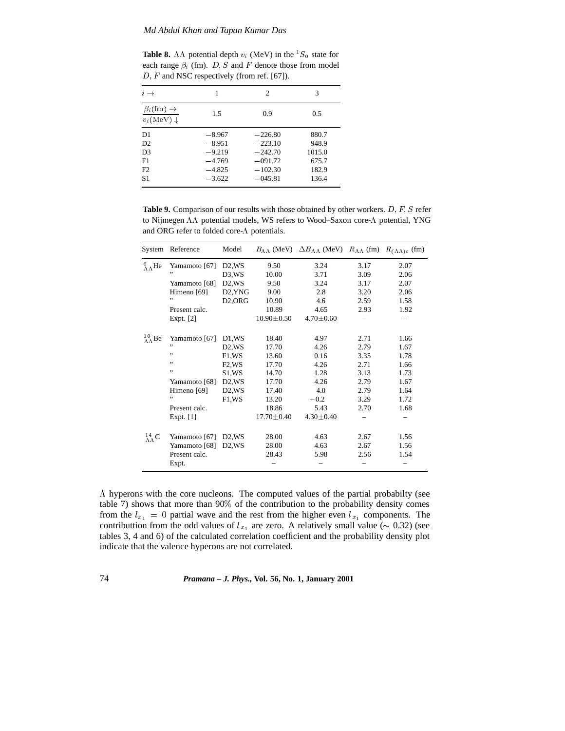**Table 8.** $\Lambda\Lambda$ potential depth $v_i$ (MeV) in the $^1S_0$ state for each range $\beta_i$ (fm). $D$, $S$ and $F$ denote those from model $D$, $F$ and NSC respectively (from ref. [67]).

| $i \rightarrow$ | 1 | 2 | 3 |
|---|---|---|---|
| $\beta_i(\mathrm{fm}) \rightarrow$ / $v_i(\mathrm{MeV}) \downarrow$ | 1.5 | 0.9 | 0.5 |
| D1 | $-8.967$ | $-226.80$ | 880.7 |
| D2 | $-8.951$ | $-223.10$ | 948.9 |
| D3 | $-9.219$ | $-242.70$ | 1015.0 |
| F1 | $-4.769$ | $-091.72$ | 675.7 |
| F2 | $-4.825$ | $-102.30$ | 182.9 |
| S1 | $-3.622$ | $-045.81$ | 136.4 |

**Table 9.** Comparison of our results with those obtained by other workers. $D$, $F$, $S$ refer to Nijmegen $\Lambda\Lambda$ potential models, WS refers to Wood–Saxon core-$\Lambda$ potential, YNG and ORG refer to folded core-$\Lambda$ potentials.

| System | Reference | Model | $B_{\Lambda\Lambda}$ (MeV) | $\Delta B_{\Lambda\Lambda}$ (MeV) | $R_{\Lambda\Lambda}$ (fm) | $R_{(\Lambda\Lambda)c}$ (fm) |
|---|---|---|---|---|---|---|
| $^{6}_{\Lambda\Lambda}$He | Yamamoto [67] | D2,WS | 9.50 | 3.24 | 3.17 | 2.07 |
| | ” | D3,WS | 10.00 | 3.71 | 3.09 | 2.06 |
| | Yamamoto [68] | D2,WS | 9.50 | 3.24 | 3.17 | 2.07 |
| | Himeno [69] | D2,YNG | 9.00 | 2.8 | 3.20 | 2.06 |
| | ” | D2,ORG | 10.90 | 4.6 | 2.59 | 1.58 |
| | Present calc. | | 10.89 | 4.65 | 2.93 | 1.92 |
| | Expt. [2] | | $10.90\pm0.50$ | $4.70\pm0.60$ | – | – |
| $^{10}_{\Lambda\Lambda}$Be | Yamamoto [67] | D1,WS | 18.40 | 4.97 | 2.71 | 1.66 |
| | ” | D2,WS | 17.70 | 4.26 | 2.79 | 1.67 |
| | ” | F1,WS | 13.60 | 0.16 | 3.35 | 1.78 |
| | ” | F2,WS | 17.70 | 4.26 | 2.71 | 1.66 |
| | ” | S1,WS | 14.70 | 1.28 | 3.13 | 1.73 |
| | Yamamoto [68] | D2,WS | 17.70 | 4.26 | 2.79 | 1.67 |
| | Himeno [69] | D2,WS | 17.40 | 4.0 | 2.79 | 1.64 |
| | ” | F1,WS | 13.20 | $-0.2$ | 3.29 | 1.72 |
| | Present calc. | | 18.86 | 5.43 | 2.70 | 1.68 |
| | Expt. [1] | | $17.70\pm0.40$ | $4.30\pm0.40$ | – | – |
| $^{14}_{\Lambda\Lambda}$C | Yamamoto [67] | D2,WS | 28.00 | 4.63 | 2.67 | 1.56 |
| | Yamamoto [68] | D2,WS | 28.00 | 4.63 | 2.67 | 1.56 |
| | Present calc. | | 28.43 | 5.98 | 2.56 | 1.54 |
| | Expt. | | – | – | – | – |

$\Lambda$ hyperons with the core nucleons. The computed values of the partial probabilty (see table 7) shows that more than 90% of the contribution to the probability density comes from the $l_{x_1} = 0$ partial wave and the rest from the higher even $l_{x_1}$ components. The contributtion from the odd values of $l_{x_1}$ are zero. A relatively small value ($\sim$ 0.32) (see tables 3, 4 and 6) of the calculated correlation coefficient and the probability density plot indicate that the valence hyperons are not correlated.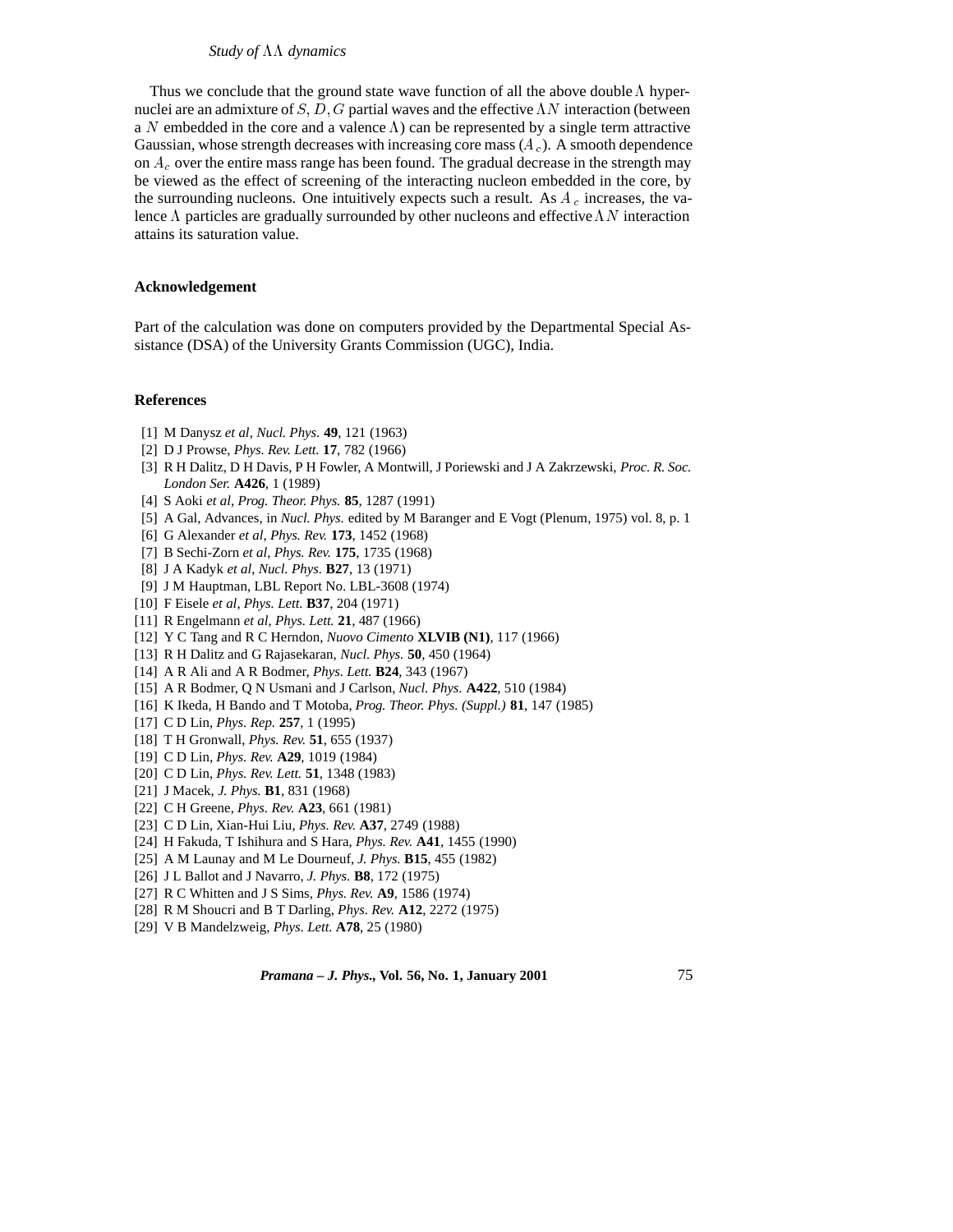Thus we conclude that the ground state wave function of all the above double $\Lambda$ hypernuclei are an admixture of $S, D, G$ partial waves and the effective $\Lambda N$ interaction (between a $N$ embedded in the core and a valence $\Lambda$) can be represented by a single term attractive Gaussian, whose strength decreases with increasing core mass ($A_c$). A smooth dependence on $A_c$ over the entire mass range has been found. The gradual decrease in the strength may be viewed as the effect of screening of the interacting nucleon embedded in the core, by the surrounding nucleons. One intuitively expects such a result. As $A_c$ increases, the valence $\Lambda$ particles are gradually surrounded by other nucleons and effective $\Lambda N$ interaction attains its saturation value.

### Acknowledgement

Part of the calculation was done on computers provided by the Departmental Special Assistance (DSA) of the University Grants Commission (UGC), India.

### References

[1] M Danysz *et al*, *Nucl. Phys.* **49**, 121 (1963)
[2] D J Prowse, *Phys. Rev. Lett.* **17**, 782 (1966)
[3] R H Dalitz, D H Davis, P H Fowler, A Montwill, J Poriewski and J A Zakrzewski, *Proc. R. Soc. London Ser.* **A426**, 1 (1989)
[4] S Aoki *et al*, *Prog. Theor. Phys.* **85**, 1287 (1991)
[5] A Gal, Advances, in *Nucl. Phys.* edited by M Baranger and E Vogt (Plenum, 1975) vol. 8, p. 1
[6] G Alexander *et al*, *Phys. Rev.* **173**, 1452 (1968)
[7] B Sechi-Zorn *et al*, *Phys. Rev.* **175**, 1735 (1968)
[8] J A Kadyk *et al*, *Nucl. Phys.* **B27**, 13 (1971)
[9] J M Hauptman, LBL Report No. LBL-3608 (1974)
[10] F Eisele *et al*, *Phys. Lett.* **B37**, 204 (1971)
[11] R Engelmann *et al*, *Phys. Lett.* **21**, 487 (1966)
[12] Y C Tang and R C Herndon, *Nuovo Cimento* **XLVIB (N1)**, 117 (1966)
[13] R H Dalitz and G Rajasekaran, *Nucl. Phys.* **50**, 450 (1964)
[14] A R Ali and A R Bodmer, *Phys. Lett.* **B24**, 343 (1967)
[15] A R Bodmer, Q N Usmani and J Carlson, *Nucl. Phys.* **A422**, 510 (1984)
[16] K Ikeda, H Bando and T Motoba, *Prog. Theor. Phys. (Suppl.)* **81**, 147 (1985)
[17] C D Lin, *Phys. Rep.* **257**, 1 (1995)
[18] T H Gronwall, *Phys. Rev.* **51**, 655 (1937)
[19] C D Lin, *Phys. Rev.* **A29**, 1019 (1984)
[20] C D Lin, *Phys. Rev. Lett.* **51**, 1348 (1983)
[21] J Macek, *J. Phys.* **B1**, 831 (1968)
[22] C H Greene, *Phys. Rev.* **A23**, 661 (1981)
[23] C D Lin, Xian-Hui Liu, *Phys. Rev.* **A37**, 2749 (1988)
[24] H Fakuda, T Ishihura and S Hara, *Phys. Rev.* **A41**, 1455 (1990)
[25] A M Launay and M Le Dourneuf, *J. Phys.* **B15**, 455 (1982)
[26] J L Ballot and J Navarro, *J. Phys.* **B8**, 172 (1975)
[27] R C Whitten and J S Sims, *Phys. Rev.* **A9**, 1586 (1974)
[28] R M Shoucri and B T Darling, *Phys. Rev.* **A12**, 2272 (1975)
[29] V B Mandelzweig, *Phys. Lett.* **A78**, 25 (1980)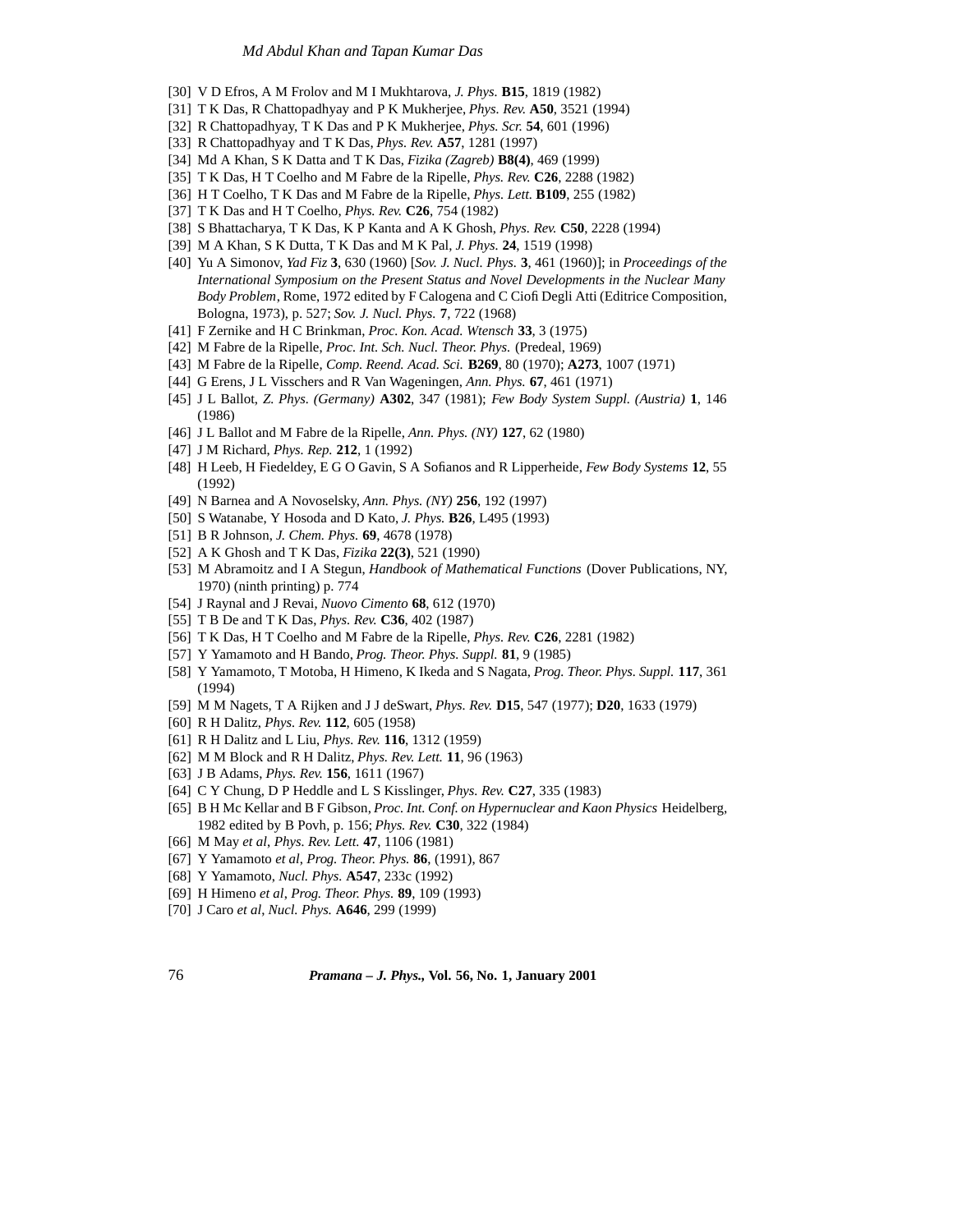[30] V D Efros, A M Frolov and M I Mukhtarova, *J. Phys.* **B15**, 1819 (1982)
[31] T K Das, R Chattopadhyay and P K Mukherjee, *Phys. Rev.* **A50**, 3521 (1994)
[32] R Chattopadhyay, T K Das and P K Mukherjee, *Phys. Scr.* **54**, 601 (1996)
[33] R Chattopadhyay and T K Das, *Phys. Rev.* **A57**, 1281 (1997)
[34] Md A Khan, S K Datta and T K Das, *Fizika (Zagreb)* **B8(4)**, 469 (1999)
[35] T K Das, H T Coelho and M Fabre de la Ripelle, *Phys. Rev.* **C26**, 2288 (1982)
[36] H T Coelho, T K Das and M Fabre de la Ripelle, *Phys. Lett.* **B109**, 255 (1982)
[37] T K Das and H T Coelho, *Phys. Rev.* **C26**, 754 (1982)
[38] S Bhattacharya, T K Das, K P Kanta and A K Ghosh, *Phys. Rev.* **C50**, 2228 (1994)
[39] M A Khan, S K Dutta, T K Das and M K Pal, *J. Phys.* **24**, 1519 (1998)
[40] Yu A Simonov, *Yad Fiz* **3**, 630 (1960) [*Sov. J. Nucl. Phys.* **3**, 461 (1960)]; in *Proceedings of the International Symposium on the Present Status and Novel Developments in the Nuclear Many Body Problem*, Rome, 1972 edited by F Calogena and C Ciofi Degli Atti (Editrice Composition, Bologna, 1973), p. 527; *Sov. J. Nucl. Phys.* **7**, 722 (1968)
[41] F Zernike and H C Brinkman, *Proc. Kon. Acad. Wtensch* **33**, 3 (1975)
[42] M Fabre de la Ripelle, *Proc. Int. Sch. Nucl. Theor. Phys.* (Predeal, 1969)
[43] M Fabre de la Ripelle, *Comp. Reend. Acad. Sci.* **B269**, 80 (1970); **A273**, 1007 (1971)
[44] G Erens, J L Visschers and R Van Wageningen, *Ann. Phys.* **67**, 461 (1971)
[45] J L Ballot, *Z. Phys. (Germany)* **A302**, 347 (1981); *Few Body System Suppl. (Austria)* **1**, 146 (1986)
[46] J L Ballot and M Fabre de la Ripelle, *Ann. Phys. (NY)* **127**, 62 (1980)
[47] J M Richard, *Phys. Rep.* **212**, 1 (1992)
[48] H Leeb, H Fiedeldey, E G O Gavin, S A Sofianos and R Lipperheide, *Few Body Systems* **12**, 55 (1992)
[49] N Barnea and A Novoselsky, *Ann. Phys. (NY)* **256**, 192 (1997)
[50] S Watanabe, Y Hosoda and D Kato, *J. Phys.* **B26**, L495 (1993)
[51] B R Johnson, *J. Chem. Phys.* **69**, 4678 (1978)
[52] A K Ghosh and T K Das, *Fizika* **22(3)**, 521 (1990)
[53] M Abramoitz and I A Stegun, *Handbook of Mathematical Functions* (Dover Publications, NY, 1970) (ninth printing) p. 774
[54] J Raynal and J Revai, *Nuovo Cimento* **68**, 612 (1970)
[55] T B De and T K Das, *Phys. Rev.* **C36**, 402 (1987)
[56] T K Das, H T Coelho and M Fabre de la Ripelle, *Phys. Rev.* **C26**, 2281 (1982)
[57] Y Yamamoto and H Bando, *Prog. Theor. Phys. Suppl.* **81**, 9 (1985)
[58] Y Yamamoto, T Motoba, H Himeno, K Ikeda and S Nagata, *Prog. Theor. Phys. Suppl.* **117**, 361 (1994)
[59] M M Nagets, T A Rijken and J J deSwart, *Phys. Rev.* **D15**, 547 (1977); **D20**, 1633 (1979)
[60] R H Dalitz, *Phys. Rev.* **112**, 605 (1958)
[61] R H Dalitz and L Liu, *Phys. Rev.* **116**, 1312 (1959)
[62] M M Block and R H Dalitz, *Phys. Rev. Lett.* **11**, 96 (1963)
[63] J B Adams, *Phys. Rev.* **156**, 1611 (1967)
[64] C Y Chung, D P Heddle and L S Kisslinger, *Phys. Rev.* **C27**, 335 (1983)
[65] B H Mc Kellar and B F Gibson, *Proc. Int. Conf. on Hypernuclear and Kaon Physics* Heidelberg, 1982 edited by B Povh, p. 156; *Phys. Rev.* **C30**, 322 (1984)
[66] M May *et al*, *Phys. Rev. Lett.* **47**, 1106 (1981)
[67] Y Yamamoto *et al*, *Prog. Theor. Phys.* **86**, (1991), 867
[68] Y Yamamoto, *Nucl. Phys.* **A547**, 233c (1992)
[69] H Himeno *et al*, *Prog. Theor. Phys.* **89**, 109 (1993)
[70] J Caro *et al*, *Nucl. Phys.* **A646**, 299 (1999)